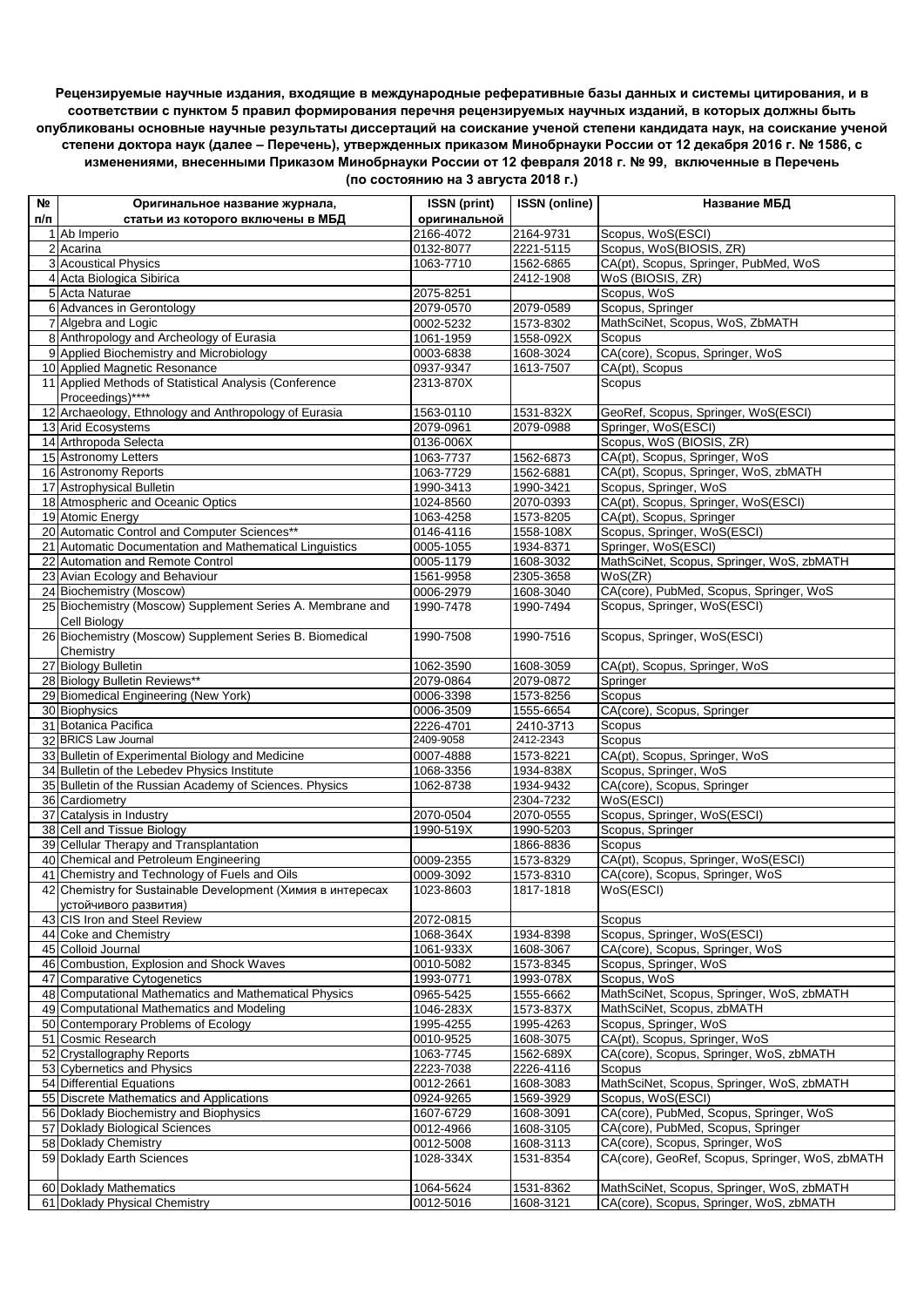**Рецензируемые научные издания, входящие в международные реферативные базы данных и системы цитирования, и в соответствии с пунктом 5 правил формирования перечня рецензируемых научных изданий, в которых должны быть опубликованы основные научные результаты диссертаций на соискание ученой степени кандидата наук, на соискание ученой степени доктора наук (далее – Перечень), утвержденных приказом Минобрнауки России от 12 декабря 2016 г. № 1586, с изменениями, внесенными Приказом Минобрнауки России от 12 февраля 2018 г. № 99, включенные в Перечень (по состоянию на 3 августа 2018 г.)**

| № п/п | Оригинальное название журнала, статьи из которого включены в МБД | ISSN (print) оригинальной | ISSN (online) | Название МБД |
|---|---|---|---|---|
| 1 | Ab Imperio | 2166-4072 | 2164-9731 | Scopus, WoS(ESCI) |
| 2 | Acarina | 0132-8077 | 2221-5115 | Scopus, WoS(BIOSIS, ZR) |
| 3 | Acoustical Physics | 1063-7710 | 1562-6865 | CA(pt), Scopus, Springer, PubMed, WoS |
| 4 | Acta Biologica Sibirica | | 2412-1908 | WoS (BIOSIS, ZR) |
| 5 | Acta Naturae | 2075-8251 | | Scopus, WoS |
| 6 | Advances in Gerontology | 2079-0570 | 2079-0589 | Scopus, Springer |
| 7 | Algebra and Logic | 0002-5232 | 1573-8302 | MathSciNet, Scopus, WoS, ZbMATH |
| 8 | Anthropology and Archeology of Eurasia | 1061-1959 | 1558-092X | Scopus |
| 9 | Applied Biochemistry and Microbiology | 0003-6838 | 1608-3024 | CA(core), Scopus, Springer, WoS |
| 10 | Applied Magnetic Resonance | 0937-9347 | 1613-7507 | CA(pt), Scopus |
| 11 | Applied Methods of Statistical Analysis (Conference Proceedings)**** | 2313-870X | | Scopus |
| 12 | Archaeology, Ethnology and Anthropology of Eurasia | 1563-0110 | 1531-832X | GeoRef, Scopus, Springer, WoS(ESCI) |
| 13 | Arid Ecosystems | 2079-0961 | 2079-0988 | Springer, WoS(ESCI) |
| 14 | Arthropoda Selecta | 0136-006X | | Scopus, WoS (BIOSIS, ZR) |
| 15 | Astronomy Letters | 1063-7737 | 1562-6873 | CA(pt), Scopus, Springer, WoS |
| 16 | Astronomy Reports | 1063-7729 | 1562-6881 | CA(pt), Scopus, Springer, WoS, zbMATH |
| 17 | Astrophysical Bulletin | 1990-3413 | 1990-3421 | Scopus, Springer, WoS |
| 18 | Atmospheric and Oceanic Optics | 1024-8560 | 2070-0393 | CA(pt), Scopus, Springer, WoS(ESCI) |
| 19 | Atomic Energy | 1063-4258 | 1573-8205 | CA(pt), Scopus, Springer |
| 20 | Automatic Control and Computer Sciences** | 0146-4116 | 1558-108X | Scopus, Springer, WoS(ESCI) |
| 21 | Automatic Documentation and Mathematical Linguistics | 0005-1055 | 1934-8371 | Springer, WoS(ESCI) |
| 22 | Automation and Remote Control | 0005-1179 | 1608-3032 | MathSciNet, Scopus, Springer, WoS, zbMATH |
| 23 | Avian Ecology and Behaviour | 1561-9958 | 2305-3658 | WoS(ZR) |
| 24 | Biochemistry (Moscow) | 0006-2979 | 1608-3040 | CA(core), PubMed, Scopus, Springer, WoS |
| 25 | Biochemistry (Moscow) Supplement Series A. Membrane and Cell Biology | 1990-7478 | 1990-7494 | Scopus, Springer, WoS(ESCI) |
| 26 | Biochemistry (Moscow) Supplement Series B. Biomedical Chemistry | 1990-7508 | 1990-7516 | Scopus, Springer, WoS(ESCI) |
| 27 | Biology Bulletin | 1062-3590 | 1608-3059 | CA(pt), Scopus, Springer, WoS |
| 28 | Biology Bulletin Reviews** | 2079-0864 | 2079-0872 | Springer |
| 29 | Biomedical Engineering (New York) | 0006-3398 | 1573-8256 | Scopus |
| 30 | Biophysics | 0006-3509 | 1555-6654 | CA(core), Scopus, Springer |
| 31 | Botanica Pacifica | 2226-4701 | 2410-3713 | Scopus |
| 32 | BRICS Law Journal | 2409-9058 | 2412-2343 | Scopus |
| 33 | Bulletin of Experimental Biology and Medicine | 0007-4888 | 1573-8221 | CA(pt), Scopus, Springer, WoS |
| 34 | Bulletin of the Lebedev Physics Institute | 1068-3356 | 1934-838X | Scopus, Springer, WoS |
| 35 | Bulletin of the Russian Academy of Sciences. Physics | 1062-8738 | 1934-9432 | CA(core), Scopus, Springer |
| 36 | Cardiometry | | 2304-7232 | WoS(ESCI) |
| 37 | Catalysis in Industry | 2070-0504 | 2070-0555 | Scopus, Springer, WoS(ESCI) |
| 38 | Cell and Tissue Biology | 1990-519X | 1990-5203 | Scopus, Springer |
| 39 | Cellular Therapy and Transplantation | | 1866-8836 | Scopus |
| 40 | Chemical and Petroleum Engineering | 0009-2355 | 1573-8329 | CA(pt), Scopus, Springer, WoS(ESCI) |
| 41 | Chemistry and Technology of Fuels and Oils | 0009-3092 | 1573-8310 | CA(core), Scopus, Springer, WoS |
| 42 | Chemistry for Sustainable Development (Химия в интересах устойчивого развития) | 1023-8603 | 1817-1818 | WoS(ESCI) |
| 43 | CIS Iron and Steel Review | 2072-0815 | | Scopus |
| 44 | Coke and Chemistry | 1068-364X | 1934-8398 | Scopus, Springer, WoS(ESCI) |
| 45 | Colloid Journal | 1061-933X | 1608-3067 | CA(core), Scopus, Springer, WoS |
| 46 | Combustion, Explosion and Shock Waves | 0010-5082 | 1573-8345 | Scopus, Springer, WoS |
| 47 | Comparative Cytogenetics | 1993-0771 | 1993-078X | Scopus, WoS |
| 48 | Computational Mathematics and Mathematical Physics | 0965-5425 | 1555-6662 | MathSciNet, Scopus, Springer, WoS, zbMATH |
| 49 | Computational Mathematics and Modeling | 1046-283X | 1573-837X | MathSciNet, Scopus, zbMATH |
| 50 | Contemporary Problems of Ecology | 1995-4255 | 1995-4263 | Scopus, Springer, WoS |
| 51 | Cosmic Research | 0010-9525 | 1608-3075 | CA(pt), Scopus, Springer, WoS |
| 52 | Crystallography Reports | 1063-7745 | 1562-689X | CA(core), Scopus, Springer, WoS, zbMATH |
| 53 | Cybernetics and Physics | 2223-7038 | 2226-4116 | Scopus |
| 54 | Differential Equations | 0012-2661 | 1608-3083 | MathSciNet, Scopus, Springer, WoS, zbMATH |
| 55 | Discrete Mathematics and Applications | 0924-9265 | 1569-3929 | Scopus, WoS(ESCI) |
| 56 | Doklady Biochemistry and Biophysics | 1607-6729 | 1608-3091 | CA(core), PubMed, Scopus, Springer, WoS |
| 57 | Doklady Biological Sciences | 0012-4966 | 1608-3105 | CA(core), PubMed, Scopus, Springer |
| 58 | Doklady Chemistry | 0012-5008 | 1608-3113 | CA(core), Scopus, Springer, WoS |
| 59 | Doklady Earth Sciences | 1028-334X | 1531-8354 | CA(core), GeoRef, Scopus, Springer, WoS, zbMATH |
| 60 | Doklady Mathematics | 1064-5624 | 1531-8362 | MathSciNet, Scopus, Springer, WoS, zbMATH |
| 61 | Doklady Physical Chemistry | 0012-5016 | 1608-3121 | CA(core), Scopus, Springer, WoS, zbMATH |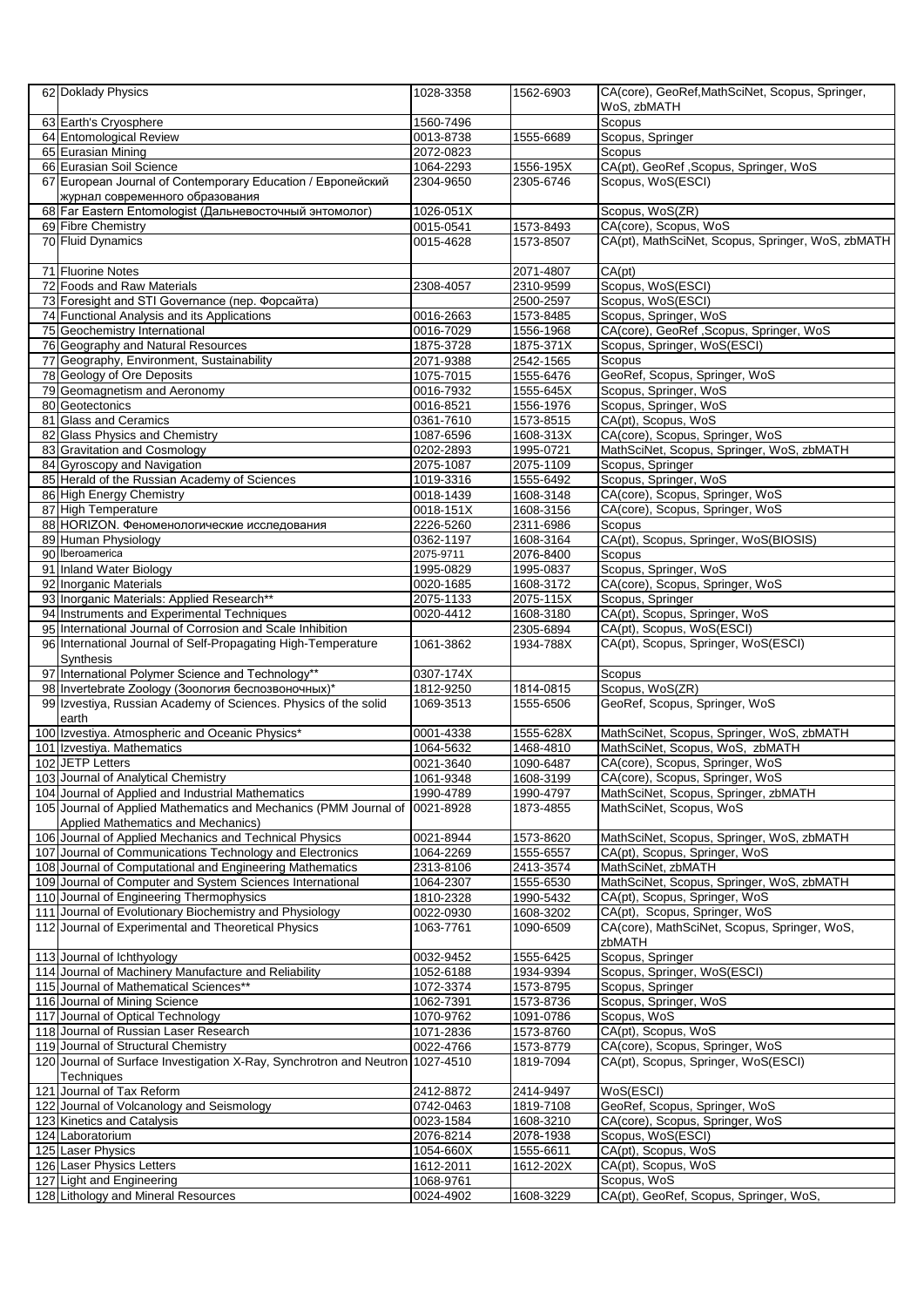| | | | | |
|---|---|---|---|---|
| 62 | Doklady Physics | 1028-3358 | 1562-6903 | CA(core), GeoRef,MathSciNet, Scopus, Springer, WoS, zbMATH |
| 63 | Earth's Cryosphere | 1560-7496 | | Scopus |
| 64 | Entomological Review | 0013-8738 | 1555-6689 | Scopus, Springer |
| 65 | Eurasian Mining | 2072-0823 | | Scopus |
| 66 | Eurasian Soil Science | 1064-2293 | 1556-195X | CA(pt), GeoRef ,Scopus, Springer, WoS |
| 67 | European Journal of Contemporary Education / Европейский журнал современного образования | 2304-9650 | 2305-6746 | Scopus, WoS(ESCI) |
| 68 | Far Eastern Entomologist (Дальневосточный энтомолог) | 1026-051X | | Scopus, WoS(ZR) |
| 69 | Fibre Chemistry | 0015-0541 | 1573-8493 | CA(core), Scopus, WoS |
| 70 | Fluid Dynamics | 0015-4628 | 1573-8507 | CA(pt), MathSciNet, Scopus, Springer, WoS, zbMATH |
| 71 | Fluorine Notes | | 2071-4807 | CA(pt) |
| 72 | Foods and Raw Materials | 2308-4057 | 2310-9599 | Scopus, WoS(ESCI) |
| 73 | Foresight and STI Governance (пер. Форсайта) | | 2500-2597 | Scopus, WoS(ESCI) |
| 74 | Functional Analysis and its Applications | 0016-2663 | 1573-8485 | Scopus, Springer, WoS |
| 75 | Geochemistry International | 0016-7029 | 1556-1968 | CA(core), GeoRef ,Scopus, Springer, WoS |
| 76 | Geography and Natural Resources | 1875-3728 | 1875-371X | Scopus, Springer, WoS(ESCI) |
| 77 | Geography, Environment, Sustainability | 2071-9388 | 2542-1565 | Scopus |
| 78 | Geology of Ore Deposits | 1075-7015 | 1555-6476 | GeoRef, Scopus, Springer, WoS |
| 79 | Geomagnetism and Aeronomy | 0016-7932 | 1555-645X | Scopus, Springer, WoS |
| 80 | Geotectonics | 0016-8521 | 1556-1976 | Scopus, Springer, WoS |
| 81 | Glass and Ceramics | 0361-7610 | 1573-8515 | CA(pt), Scopus, WoS |
| 82 | Glass Physics and Chemistry | 1087-6596 | 1608-313X | CA(core), Scopus, Springer, WoS |
| 83 | Gravitation and Cosmology | 0202-2893 | 1995-0721 | MathSciNet, Scopus, Springer, WoS, zbMATH |
| 84 | Gyroscopy and Navigation | 2075-1087 | 2075-1109 | Scopus, Springer |
| 85 | Herald of the Russian Academy of Sciences | 1019-3316 | 1555-6492 | Scopus, Springer, WoS |
| 86 | High Energy Chemistry | 0018-1439 | 1608-3148 | CA(core), Scopus, Springer, WoS |
| 87 | High Temperature | 0018-151X | 1608-3156 | CA(core), Scopus, Springer, WoS |
| 88 | HORIZON. Феноменологические исследования | 2226-5260 | 2311-6986 | Scopus |
| 89 | Human Physiology | 0362-1197 | 1608-3164 | CA(pt), Scopus, Springer, WoS(BIOSIS) |
| 90 | Iberoamerica | 2075-9711 | 2076-8400 | Scopus |
| 91 | Inland Water Biology | 1995-0829 | 1995-0837 | Scopus, Springer, WoS |
| 92 | Inorganic Materials | 0020-1685 | 1608-3172 | CA(core), Scopus, Springer, WoS |
| 93 | Inorganic Materials: Applied Research** | 2075-1133 | 2075-115X | Scopus, Springer |
| 94 | Instruments and Experimental Techniques | 0020-4412 | 1608-3180 | CA(pt), Scopus, Springer, WoS |
| 95 | International Journal of Corrosion and Scale Inhibition | | 2305-6894 | CA(pt), Scopus, WoS(ESCI) |
| 96 | International Journal of Self-Propagating High-Temperature Synthesis | 1061-3862 | 1934-788X | CA(pt), Scopus, Springer, WoS(ESCI) |
| 97 | International Polymer Science and Technology** | 0307-174X | | Scopus |
| 98 | Invertebrate Zoology (Зоология беспозвоночных)* | 1812-9250 | 1814-0815 | Scopus, WoS(ZR) |
| 99 | Izvestiya, Russian Academy of Sciences. Physics of the solid earth | 1069-3513 | 1555-6506 | GeoRef, Scopus, Springer, WoS |
| 100 | Izvestiya. Atmospheric and Oceanic Physics* | 0001-4338 | 1555-628X | MathSciNet, Scopus, Springer, WoS, zbMATH |
| 101 | Izvestiya. Mathematics | 1064-5632 | 1468-4810 | MathSciNet, Scopus, WoS, zbMATH |
| 102 | JETP Letters | 0021-3640 | 1090-6487 | CA(core), Scopus, Springer, WoS |
| 103 | Journal of Analytical Chemistry | 1061-9348 | 1608-3199 | CA(core), Scopus, Springer, WoS |
| 104 | Journal of Applied and Industrial Mathematics | 1990-4789 | 1990-4797 | MathSciNet, Scopus, Springer, zbMATH |
| 105 | Journal of Applied Mathematics and Mechanics (PMM Journal of Applied Mathematics and Mechanics) | 0021-8928 | 1873-4855 | MathSciNet, Scopus, WoS |
| 106 | Journal of Applied Mechanics and Technical Physics | 0021-8944 | 1573-8620 | MathSciNet, Scopus, Springer, WoS, zbMATH |
| 107 | Journal of Communications Technology and Electronics | 1064-2269 | 1555-6557 | CA(pt), Scopus, Springer, WoS |
| 108 | Journal of Computational and Engineering Mathematics | 2313-8106 | 2413-3574 | MathSciNet, zbMATH |
| 109 | Journal of Computer and System Sciences International | 1064-2307 | 1555-6530 | MathSciNet, Scopus, Springer, WoS, zbMATH |
| 110 | Journal of Engineering Thermophysics | 1810-2328 | 1990-5432 | CA(pt), Scopus, Springer, WoS |
| 111 | Journal of Evolutionary Biochemistry and Physiology | 0022-0930 | 1608-3202 | CA(pt), Scopus, Springer, WoS |
| 112 | Journal of Experimental and Theoretical Physics | 1063-7761 | 1090-6509 | CA(core), MathSciNet, Scopus, Springer, WoS, zbMATH |
| 113 | Journal of Ichthyology | 0032-9452 | 1555-6425 | Scopus, Springer |
| 114 | Journal of Machinery Manufacture and Reliability | 1052-6188 | 1934-9394 | Scopus, Springer, WoS(ESCI) |
| 115 | Journal of Mathematical Sciences** | 1072-3374 | 1573-8795 | Scopus, Springer |
| 116 | Journal of Mining Science | 1062-7391 | 1573-8736 | Scopus, Springer, WoS |
| 117 | Journal of Optical Technology | 1070-9762 | 1091-0786 | Scopus, WoS |
| 118 | Journal of Russian Laser Research | 1071-2836 | 1573-8760 | CA(pt), Scopus, WoS |
| 119 | Journal of Structural Chemistry | 0022-4766 | 1573-8779 | CA(core), Scopus, Springer, WoS |
| 120 | Journal of Surface Investigation X-Ray, Synchrotron and Neutron Techniques | 1027-4510 | 1819-7094 | CA(pt), Scopus, Springer, WoS(ESCI) |
| 121 | Journal of Tax Reform | 2412-8872 | 2414-9497 | WoS(ESCI) |
| 122 | Journal of Volcanology and Seismology | 0742-0463 | 1819-7108 | GeoRef, Scopus, Springer, WoS |
| 123 | Kinetics and Catalysis | 0023-1584 | 1608-3210 | CA(core), Scopus, Springer, WoS |
| 124 | Laboratorium | 2076-8214 | 2078-1938 | Scopus, WoS(ESCI) |
| 125 | Laser Physics | 1054-660X | 1555-6611 | CA(pt), Scopus, WoS |
| 126 | Laser Physics Letters | 1612-2011 | 1612-202X | CA(pt), Scopus, WoS |
| 127 | Light and Engineering | 1068-9761 | | Scopus, WoS |
| 128 | Lithology and Mineral Resources | 0024-4902 | 1608-3229 | CA(pt), GeoRef, Scopus, Springer, WoS, |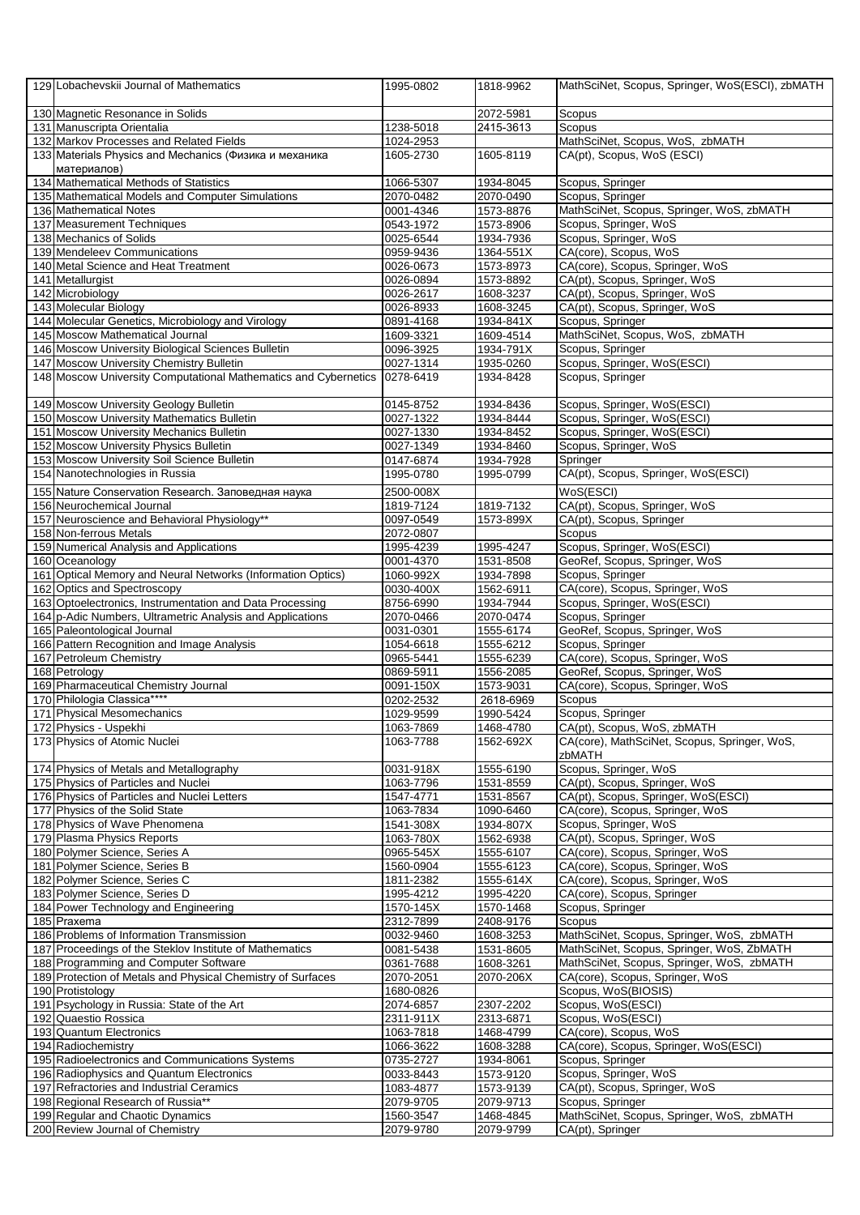| 129 | Lobachevskii Journal of Mathematics | 1995-0802 | 1818-9962 | MathSciNet, Scopus, Springer, WoS(ESCI), zbMATH |
|---|---|---|---|---|
| 130 | Magnetic Resonance in Solids | | 2072-5981 | Scopus |
| 131 | Manuscripta Orientalia | 1238-5018 | 2415-3613 | Scopus |
| 132 | Markov Processes and Related Fields | 1024-2953 | | MathSciNet, Scopus, WoS, zbMATH |
| 133 | Materials Physics and Mechanics (Физика и механика материалов) | 1605-2730 | 1605-8119 | CA(pt), Scopus, WoS (ESCI) |
| 134 | Mathematical Methods of Statistics | 1066-5307 | 1934-8045 | Scopus, Springer |
| 135 | Mathematical Models and Computer Simulations | 2070-0482 | 2070-0490 | Scopus, Springer |
| 136 | Mathematical Notes | 0001-4346 | 1573-8876 | MathSciNet, Scopus, Springer, WoS, zbMATH |
| 137 | Measurement Techniques | 0543-1972 | 1573-8906 | Scopus, Springer, WoS |
| 138 | Mechanics of Solids | 0025-6544 | 1934-7936 | Scopus, Springer, WoS |
| 139 | Mendeleev Communications | 0959-9436 | 1364-551X | CA(core), Scopus, WoS |
| 140 | Metal Science and Heat Treatment | 0026-0673 | 1573-8973 | CA(core), Scopus, Springer, WoS |
| 141 | Metallurgist | 0026-0894 | 1573-8892 | CA(pt), Scopus, Springer, WoS |
| 142 | Microbiology | 0026-2617 | 1608-3237 | CA(pt), Scopus, Springer, WoS |
| 143 | Molecular Biology | 0026-8933 | 1608-3245 | CA(pt), Scopus, Springer, WoS |
| 144 | Molecular Genetics, Microbiology and Virology | 0891-4168 | 1934-841X | Scopus, Springer |
| 145 | Moscow Mathematical Journal | 1609-3321 | 1609-4514 | MathSciNet, Scopus, WoS, zbMATH |
| 146 | Moscow University Biological Sciences Bulletin | 0096-3925 | 1934-791X | Scopus, Springer |
| 147 | Moscow University Chemistry Bulletin | 0027-1314 | 1935-0260 | Scopus, Springer, WoS(ESCI) |
| 148 | Moscow University Computational Mathematics and Cybernetics | 0278-6419 | 1934-8428 | Scopus, Springer |
| 149 | Moscow University Geology Bulletin | 0145-8752 | 1934-8436 | Scopus, Springer, WoS(ESCI) |
| 150 | Moscow University Mathematics Bulletin | 0027-1322 | 1934-8444 | Scopus, Springer, WoS(ESCI) |
| 151 | Moscow University Mechanics Bulletin | 0027-1330 | 1934-8452 | Scopus, Springer, WoS(ESCI) |
| 152 | Moscow University Physics Bulletin | 0027-1349 | 1934-8460 | Scopus, Springer, WoS |
| 153 | Moscow University Soil Science Bulletin | 0147-6874 | 1934-7928 | Springer |
| 154 | Nanotechnologies in Russia | 1995-0780 | 1995-0799 | CA(pt), Scopus, Springer, WoS(ESCI) |
| 155 | Nature Conservation Research. Заповедная наука | 2500-008X | | WoS(ESCI) |
| 156 | Neurochemical Journal | 1819-7124 | 1819-7132 | CA(pt), Scopus, Springer, WoS |
| 157 | Neuroscience and Behavioral Physiology** | 0097-0549 | 1573-899X | CA(pt), Scopus, Springer |
| 158 | Non-ferrous Metals | 2072-0807 | | Scopus |
| 159 | Numerical Analysis and Applications | 1995-4239 | 1995-4247 | Scopus, Springer, WoS(ESCI) |
| 160 | Oceanology | 0001-4370 | 1531-8508 | GeoRef, Scopus, Springer, WoS |
| 161 | Optical Memory and Neural Networks (Information Optics) | 1060-992X | 1934-7898 | Scopus, Springer |
| 162 | Optics and Spectroscopy | 0030-400X | 1562-6911 | CA(core), Scopus, Springer, WoS |
| 163 | Optoelectronics, Instrumentation and Data Processing | 8756-6990 | 1934-7944 | Scopus, Springer, WoS(ESCI) |
| 164 | p-Adic Numbers, Ultrametric Analysis and Applications | 2070-0466 | 2070-0474 | Scopus, Springer |
| 165 | Paleontological Journal | 0031-0301 | 1555-6174 | GeoRef, Scopus, Springer, WoS |
| 166 | Pattern Recognition and Image Analysis | 1054-6618 | 1555-6212 | Scopus, Springer |
| 167 | Petroleum Chemistry | 0965-5441 | 1555-6239 | CA(core), Scopus, Springer, WoS |
| 168 | Petrology | 0869-5911 | 1556-2085 | GeoRef, Scopus, Springer, WoS |
| 169 | Pharmaceutical Chemistry Journal | 0091-150X | 1573-9031 | CA(core), Scopus, Springer, WoS |
| 170 | Philologia Classica**** | 0202-2532 | 2618-6969 | Scopus |
| 171 | Physical Mesomechanics | 1029-9599 | 1990-5424 | Scopus, Springer |
| 172 | Physics - Uspekhi | 1063-7869 | 1468-4780 | CA(pt), Scopus, WoS, zbMATH |
| 173 | Physics of Atomic Nuclei | 1063-7788 | 1562-692X | CA(core), MathSciNet, Scopus, Springer, WoS, zbMATH |
| 174 | Physics of Metals and Metallography | 0031-918X | 1555-6190 | Scopus, Springer, WoS |
| 175 | Physics of Particles and Nuclei | 1063-7796 | 1531-8559 | CA(pt), Scopus, Springer, WoS |
| 176 | Physics of Particles and Nuclei Letters | 1547-4771 | 1531-8567 | CA(pt), Scopus, Springer, WoS(ESCI) |
| 177 | Physics of the Solid State | 1063-7834 | 1090-6460 | CA(core), Scopus, Springer, WoS |
| 178 | Physics of Wave Phenomena | 1541-308X | 1934-807X | Scopus, Springer, WoS |
| 179 | Plasma Physics Reports | 1063-780X | 1562-6938 | CA(pt), Scopus, Springer, WoS |
| 180 | Polymer Science, Series A | 0965-545X | 1555-6107 | CA(core), Scopus, Springer, WoS |
| 181 | Polymer Science, Series B | 1560-0904 | 1555-6123 | CA(core), Scopus, Springer, WoS |
| 182 | Polymer Science, Series C | 1811-2382 | 1555-614X | CA(core), Scopus, Springer, WoS |
| 183 | Polymer Science, Series D | 1995-4212 | 1995-4220 | CA(core), Scopus, Springer |
| 184 | Power Technology and Engineering | 1570-145X | 1570-1468 | Scopus, Springer |
| 185 | Praxema | 2312-7899 | 2408-9176 | Scopus |
| 186 | Problems of Information Transmission | 0032-9460 | 1608-3253 | MathSciNet, Scopus, Springer, WoS, zbMATH |
| 187 | Proceedings of the Steklov Institute of Mathematics | 0081-5438 | 1531-8605 | MathSciNet, Scopus, Springer, WoS, ZbMATH |
| 188 | Programming and Computer Software | 0361-7688 | 1608-3261 | MathSciNet, Scopus, Springer, WoS, zbMATH |
| 189 | Protection of Metals and Physical Chemistry of Surfaces | 2070-2051 | 2070-206X | CA(core), Scopus, Springer, WoS |
| 190 | Protistology | 1680-0826 | | Scopus, WoS(BIOSIS) |
| 191 | Psychology in Russia: State of the Art | 2074-6857 | 2307-2202 | Scopus, WoS(ESCI) |
| 192 | Quaestio Rossica | 2311-911X | 2313-6871 | Scopus, WoS(ESCI) |
| 193 | Quantum Electronics | 1063-7818 | 1468-4799 | CA(core), Scopus, WoS |
| 194 | Radiochemistry | 1066-3622 | 1608-3288 | CA(core), Scopus, Springer, WoS(ESCI) |
| 195 | Radioelectronics and Communications Systems | 0735-2727 | 1934-8061 | Scopus, Springer |
| 196 | Radiophysics and Quantum Electronics | 0033-8443 | 1573-9120 | Scopus, Springer, WoS |
| 197 | Refractories and Industrial Ceramics | 1083-4877 | 1573-9139 | CA(pt), Scopus, Springer, WoS |
| 198 | Regional Research of Russia** | 2079-9705 | 2079-9713 | Scopus, Springer |
| 199 | Regular and Chaotic Dynamics | 1560-3547 | 1468-4845 | MathSciNet, Scopus, Springer, WoS, zbMATH |
| 200 | Review Journal of Chemistry | 2079-9780 | 2079-9799 | CA(pt), Springer |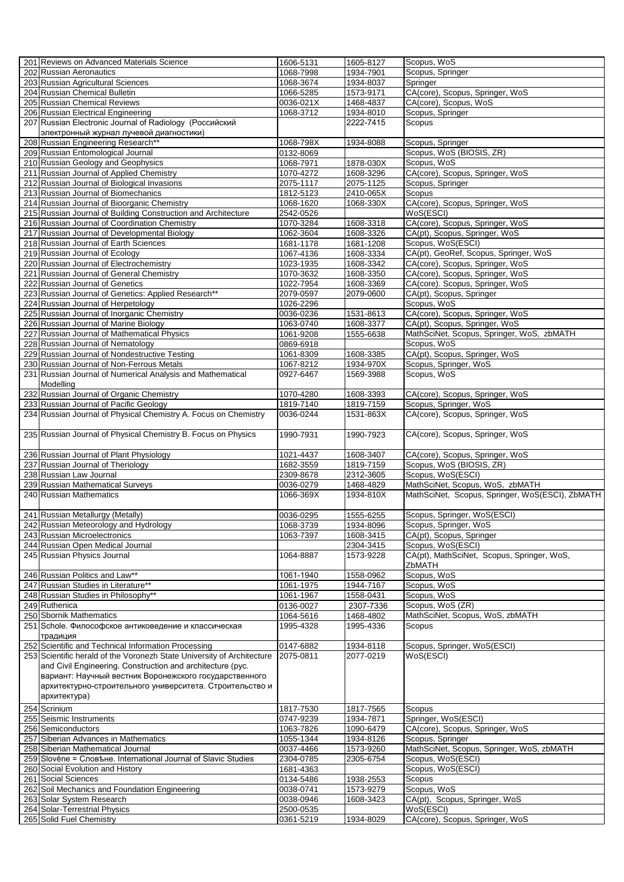| | | | | |
|---|---|---|---|---|
| 201 | Reviews on Advanced Materials Science | 1606-5131 | 1605-8127 | Scopus, WoS |
| 202 | Russian Aeronautics | 1068-7998 | 1934-7901 | Scopus, Springer |
| 203 | Russian Agricultural Sciences | 1068-3674 | 1934-8037 | Springer |
| 204 | Russian Chemical Bulletin | 1066-5285 | 1573-9171 | CA(core), Scopus, Springer, WoS |
| 205 | Russian Chemical Reviews | 0036-021X | 1468-4837 | CA(core), Scopus, WoS |
| 206 | Russian Electrical Engineering | 1068-3712 | 1934-8010 | Scopus, Springer |
| 207 | Russian Electronic Journal of Radiology (Российский электронный журнал лучевой диагностики) | | 2222-7415 | Scopus |
| 208 | Russian Engineering Research** | 1068-798X | 1934-8088 | Scopus, Springer |
| 209 | Russian Entomological Journal | 0132-8069 | | Scopus, WoS (BIOSIS, ZR) |
| 210 | Russian Geology and Geophysics | 1068-7971 | 1878-030X | Scopus, WoS |
| 211 | Russian Journal of Applied Chemistry | 1070-4272 | 1608-3296 | CA(core), Scopus, Springer, WoS |
| 212 | Russian Journal of Biological Invasions | 2075-1117 | 2075-1125 | Scopus, Springer |
| 213 | Russian Journal of Biomechanics | 1812-5123 | 2410-065X | Scopus |
| 214 | Russian Journal of Bioorganic Chemistry | 1068-1620 | 1068-330X | CA(core), Scopus, Springer, WoS |
| 215 | Russian Journal of Building Construction and Architecture | 2542-0526 | | WoS(ESCI) |
| 216 | Russian Journal of Coordination Chemistry | 1070-3284 | 1608-3318 | CA(core), Scopus, Springer, WoS |
| 217 | Russian Journal of Developmental Biology | 1062-3604 | 1608-3326 | CA(pt), Scopus, Springer, WoS |
| 218 | Russian Journal of Earth Sciences | 1681-1178 | 1681-1208 | Scopus, WoS(ESCI) |
| 219 | Russian Journal of Ecology | 1067-4136 | 1608-3334 | CA(pt), GeoRef, Scopus, Springer, WoS |
| 220 | Russian Journal of Electrochemistry | 1023-1935 | 1608-3342 | CA(core), Scopus, Springer, WoS |
| 221 | Russian Journal of General Chemistry | 1070-3632 | 1608-3350 | CA(core), Scopus, Springer, WoS |
| 222 | Russian Journal of Genetics | 1022-7954 | 1608-3369 | CA(core). Scopus, Springer, WoS |
| 223 | Russian Journal of Genetics: Applied Research** | 2079-0597 | 2079-0600 | CA(pt), Scopus, Springer |
| 224 | Russian Journal of Herpetology | 1026-2296 | | Scopus, WoS |
| 225 | Russian Journal of Inorganic Chemistry | 0036-0236 | 1531-8613 | CA(core), Scopus, Springer, WoS |
| 226 | Russian Journal of Marine Biology | 1063-0740 | 1608-3377 | CA(pt), Scopus, Springer, WoS |
| 227 | Russian Journal of Mathematical Physics | 1061-9208 | 1555-6638 | MathSciNet, Scopus, Springer, WoS, zbMATH |
| 228 | Russian Journal of Nematology | 0869-6918 | | Scopus, WoS |
| 229 | Russian Journal of Nondestructive Testing | 1061-8309 | 1608-3385 | CA(pt), Scopus, Springer, WoS |
| 230 | Russian Journal of Non-Ferrous Metals | 1067-8212 | 1934-970X | Scopus, Springer, WoS |
| 231 | Russian Journal of Numerical Analysis and Mathematical Modelling | 0927-6467 | 1569-3988 | Scopus, WoS |
| 232 | Russian Journal of Organic Chemistry | 1070-4280 | 1608-3393 | CA(core), Scopus, Springer, WoS |
| 233 | Russian Journal of Pacific Geology | 1819-7140 | 1819-7159 | Scopus, Springer, WoS |
| 234 | Russian Journal of Physical Chemistry A. Focus on Chemistry | 0036-0244 | 1531-863X | CA(core), Scopus, Springer, WoS |
| 235 | Russian Journal of Physical Chemistry B. Focus on Physics | 1990-7931 | 1990-7923 | CA(core), Scopus, Springer, WoS |
| 236 | Russian Journal of Plant Physiology | 1021-4437 | 1608-3407 | CA(core), Scopus, Springer, WoS |
| 237 | Russian Journal of Theriology | 1682-3559 | 1819-7159 | Scopus, WoS (BIOSIS, ZR) |
| 238 | Russian Law Journal | 2309-8678 | 2312-3605 | Scopus, WoS(ESCI) |
| 239 | Russian Mathematical Surveys | 0036-0279 | 1468-4829 | MathSciNet, Scopus, WoS, zbMATH |
| 240 | Russian Mathematics | 1066-369X | 1934-810X | MathSciNet, Scopus, Springer, WoS(ESCI), ZbMATH |
| 241 | Russian Metallurgy (Metally) | 0036-0295 | 1555-6255 | Scopus, Springer, WoS(ESCI) |
| 242 | Russian Meteorology and Hydrology | 1068-3739 | 1934-8096 | Scopus, Springer, WoS |
| 243 | Russian Microelectronics | 1063-7397 | 1608-3415 | CA(pt), Scopus, Springer |
| 244 | Russian Open Medical Journal | | 2304-3415 | Scopus, WoS(ESCI) |
| 245 | Russian Physics Journal | 1064-8887 | 1573-9228 | CA(pt), MathSciNet, Scopus, Springer, WoS, ZbMATH |
| 246 | Russian Politics and Law** | 1061-1940 | 1558-0962 | Scopus, WoS |
| 247 | Russian Studies in Literature** | 1061-1975 | 1944-7167 | Scopus, WoS |
| 248 | Russian Studies in Philosophy** | 1061-1967 | 1558-0431 | Scopus, WoS |
| 249 | Ruthenica | 0136-0027 | 2307-7336 | Scopus, WoS (ZR) |
| 250 | Sbornik Mathematics | 1064-5616 | 1468-4802 | MathSciNet, Scopus, WoS, zbMATH |
| 251 | Schole. Философское антиковедение и классическая традиция | 1995-4328 | 1995-4336 | Scopus |
| 252 | Scientific and Technical Information Processing | 0147-6882 | 1934-8118 | Scopus, Springer, WoS(ESCI) |
| 253 | Scientific herald of the Voronezh State University of Architecture and Civil Engineering. Construction and architecture (рус. вариант: Научный вестник Воронежского государственного архитектурно-строительного университета. Строительство и архитектура) | 2075-0811 | 2077-0219 | WoS(ESCI) |
| 254 | Scrinium | 1817-7530 | 1817-7565 | Scopus |
| 255 | Seismic Instruments | 0747-9239 | 1934-7871 | Springer, WoS(ESCI) |
| 256 | Semiconductors | 1063-7826 | 1090-6479 | CA(core), Scopus, Springer, WoS |
| 257 | Siberian Advances in Mathematics | 1055-1344 | 1934-8126 | Scopus, Springer |
| 258 | Siberian Mathematical Journal | 0037-4466 | 1573-9260 | MathSciNet, Scopus, Springer, WoS, zbMATH |
| 259 | Slověne = Словѣне. International Journal of Slavic Studies | 2304-0785 | 2305-6754 | Scopus, WoS(ESCI) |
| 260 | Social Evolution and History | 1681-4363 | | Scopus, WoS(ESCI) |
| 261 | Social Sciences | 0134-5486 | 1938-2553 | Scopus |
| 262 | Soil Mechanics and Foundation Engineering | 0038-0741 | 1573-9279 | Scopus, WoS |
| 263 | Solar System Research | 0038-0946 | 1608-3423 | CA(pt), Scopus, Springer, WoS |
| 264 | Solar-Terrestrial Physics | 2500-0535 | | WoS(ESCI) |
| 265 | Solid Fuel Chemistry | 0361-5219 | 1934-8029 | CA(core), Scopus, Springer, WoS |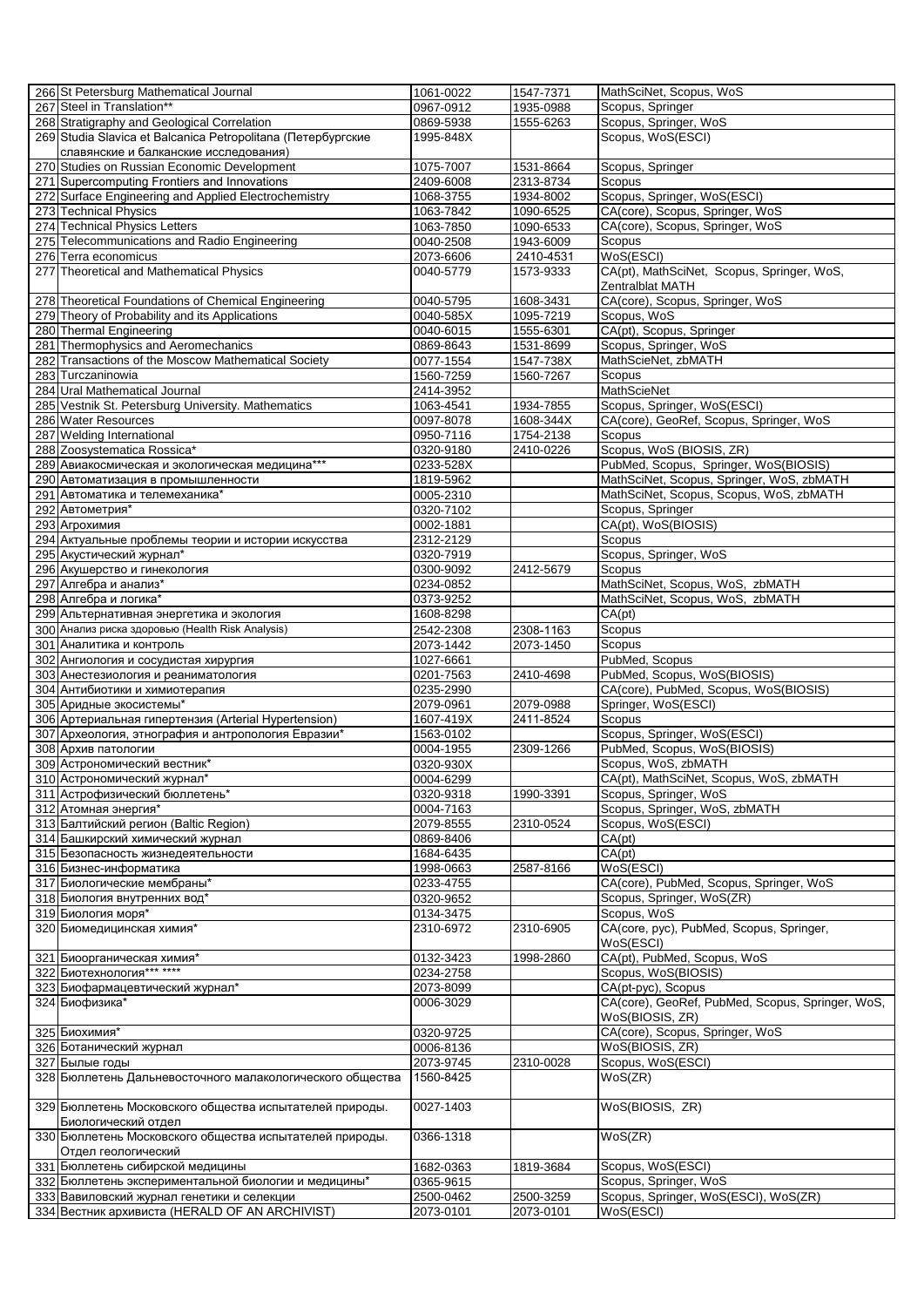| | | | | |
|---|---|---|---|---|
| 266 | St Petersburg Mathematical Journal | 1061-0022 | 1547-7371 | MathSciNet, Scopus, WoS |
| 267 | Steel in Translation** | 0967-0912 | 1935-0988 | Scopus, Springer |
| 268 | Stratigraphy and Geological Correlation | 0869-5938 | 1555-6263 | Scopus, Springer, WoS |
| 269 | Studia Slavica et Balcanica Petropolitana (Петербургские славянские и балканские исследования) | 1995-848X | | Scopus, WoS(ESCI) |
| 270 | Studies on Russian Economic Development | 1075-7007 | 1531-8664 | Scopus, Springer |
| 271 | Supercomputing Frontiers and Innovations | 2409-6008 | 2313-8734 | Scopus |
| 272 | Surface Engineering and Applied Electrochemistry | 1068-3755 | 1934-8002 | Scopus, Springer, WoS(ESCI) |
| 273 | Technical Physics | 1063-7842 | 1090-6525 | CA(core), Scopus, Springer, WoS |
| 274 | Technical Physics Letters | 1063-7850 | 1090-6533 | CA(core), Scopus, Springer, WoS |
| 275 | Telecommunications and Radio Engineering | 0040-2508 | 1943-6009 | Scopus |
| 276 | Terra economicus | 2073-6606 | 2410-4531 | WoS(ESCI) |
| 277 | Theoretical and Mathematical Physics | 0040-5779 | 1573-9333 | CA(pt), MathSciNet, Scopus, Springer, WoS, Zentralblat MATH |
| 278 | Theoretical Foundations of Chemical Engineering | 0040-5795 | 1608-3431 | CA(core), Scopus, Springer, WoS |
| 279 | Theory of Probability and its Applications | 0040-585X | 1095-7219 | Scopus, WoS |
| 280 | Thermal Engineering | 0040-6015 | 1555-6301 | CA(pt), Scopus, Springer |
| 281 | Thermophysics and Aeromechanics | 0869-8643 | 1531-8699 | Scopus, Springer, WoS |
| 282 | Transactions of the Moscow Mathematical Society | 0077-1554 | 1547-738X | MathScieNet, zbMATH |
| 283 | Turczaninowia | 1560-7259 | 1560-7267 | Scopus |
| 284 | Ural Mathematical Journal | 2414-3952 | | MathScieNet |
| 285 | Vestnik St. Petersburg University. Mathematics | 1063-4541 | 1934-7855 | Scopus, Springer, WoS(ESCI) |
| 286 | Water Resources | 0097-8078 | 1608-344X | CA(core), GeoRef, Scopus, Springer, WoS |
| 287 | Welding International | 0950-7116 | 1754-2138 | Scopus |
| 288 | Zoosystematica Rossica* | 0320-9180 | 2410-0226 | Scopus, WoS (BIOSIS, ZR) |
| 289 | Авиакосмическая и экологическая медицина*** | 0233-528X | | PubMed, Scopus, Springer, WoS(BIOSIS) |
| 290 | Автоматизация в промышленности | 1819-5962 | | MathSciNet, Scopus, Springer, WoS, zbMATH |
| 291 | Автоматика и телемеханика* | 0005-2310 | | MathSciNet, Scopus, Scopus, WoS, zbMATH |
| 292 | Автометрия* | 0320-7102 | | Scopus, Springer |
| 293 | Агрохимия | 0002-1881 | | CA(pt), WoS(BIOSIS) |
| 294 | Актуальные проблемы теории и истории искусства | 2312-2129 | | Scopus |
| 295 | Акустический журнал* | 0320-7919 | | Scopus, Springer, WoS |
| 296 | Акушерство и гинекология | 0300-9092 | 2412-5679 | Scopus |
| 297 | Алгебра и анализ* | 0234-0852 | | MathSciNet, Scopus, WoS, zbMATH |
| 298 | Алгебра и логика* | 0373-9252 | | MathSciNet, Scopus, WoS, zbMATH |
| 299 | Альтернативная энергетика и экология | 1608-8298 | | CA(pt) |
| 300 | Анализ риска здоровью (Health Risk Analysis) | 2542-2308 | 2308-1163 | Scopus |
| 301 | Аналитика и контроль | 2073-1442 | 2073-1450 | Scopus |
| 302 | Ангиология и сосудистая хирургия | 1027-6661 | | PubMed, Scopus |
| 303 | Анестезиология и реаниматология | 0201-7563 | 2410-4698 | PubMed, Scopus, WoS(BIOSIS) |
| 304 | Антибиотики и химиотерапия | 0235-2990 | | CA(core), PubMed, Scopus, WoS(BIOSIS) |
| 305 | Аридные экосистемы* | 2079-0961 | 2079-0988 | Springer, WoS(ESCI) |
| 306 | Артериальная гипертензия (Arterial Hypertension) | 1607-419X | 2411-8524 | Scopus |
| 307 | Археология, этнография и антропология Евразии* | 1563-0102 | | Scopus, Springer, WoS(ESCI) |
| 308 | Архив патологии | 0004-1955 | 2309-1266 | PubMed, Scopus, WoS(BIOSIS) |
| 309 | Астрономический вестник* | 0320-930X | | Scopus, WoS, zbMATH |
| 310 | Астрономический журнал* | 0004-6299 | | CA(pt), MathSciNet, Scopus, WoS, zbMATH |
| 311 | Астрофизический бюллетень* | 0320-9318 | 1990-3391 | Scopus, Springer, WoS |
| 312 | Атомная энергия* | 0004-7163 | | Scopus, Springer, WoS, zbMATH |
| 313 | Балтийский регион (Baltic Region) | 2079-8555 | 2310-0524 | Scopus, WoS(ESCI) |
| 314 | Башкирский химический журнал | 0869-8406 | | CA(pt) |
| 315 | Безопасность жизнедеятельности | 1684-6435 | | CA(pt) |
| 316 | Бизнес-информатика | 1998-0663 | 2587-8166 | WoS(ESCI) |
| 317 | Биологические мембраны* | 0233-4755 | | CA(core), PubMed, Scopus, Springer, WoS |
| 318 | Биология внутренних вод* | 0320-9652 | | Scopus, Springer, WoS(ZR) |
| 319 | Биология моря* | 0134-3475 | | Scopus, WoS |
| 320 | Биомедицинская химия* | 2310-6972 | 2310-6905 | CA(core, рус), PubMed, Scopus, Springer, WoS(ESCI) |
| 321 | Биоорганическая химия* | 0132-3423 | 1998-2860 | CA(pt), PubMed, Scopus, WoS |
| 322 | Биотехнология*** **** | 0234-2758 | | Scopus, WoS(BIOSIS) |
| 323 | Биофармацевтический журнал* | 2073-8099 | | CA(pt-рус), Scopus |
| 324 | Биофизика* | 0006-3029 | | CA(core), GeoRef, PubMed, Scopus, Springer, WoS, WoS(BIOSIS, ZR) |
| 325 | Биохимия* | 0320-9725 | | CA(core), Scopus, Springer, WoS |
| 326 | Ботанический журнал | 0006-8136 | | WoS(BIOSIS, ZR) |
| 327 | Былые годы | 2073-9745 | 2310-0028 | Scopus, WoS(ESCI) |
| 328 | Бюллетень Дальневосточного малакологического общества | 1560-8425 | | WoS(ZR) |
| 329 | Бюллетень Московского общества испытателей природы. Биологический отдел | 0027-1403 | | WoS(BIOSIS, ZR) |
| 330 | Бюллетень Московского общества испытателей природы. Отдел геологический | 0366-1318 | | WoS(ZR) |
| 331 | Бюллетень сибирской медицины | 1682-0363 | 1819-3684 | Scopus, WoS(ESCI) |
| 332 | Бюллетень экспериментальной биологии и медицины* | 0365-9615 | | Scopus, Springer, WoS |
| 333 | Вавиловский журнал генетики и селекции | 2500-0462 | 2500-3259 | Scopus, Springer, WoS(ESCI), WoS(ZR) |
| 334 | Вестник архивиста (HERALD OF AN ARCHIVIST) | 2073-0101 | 2073-0101 | WoS(ESCI) |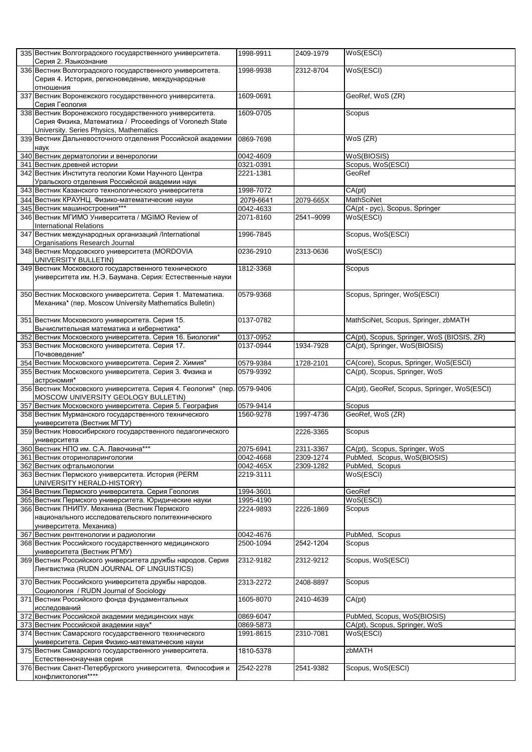| | | | | |
|---|---|---|---|---|
| 335 | Вестник Волгоградского государственного университета. Серия 2. Языкознание | 1998-9911 | 2409-1979 | WoS(ESCI) |
| 336 | Вестник Волгоградского государственного университета. Серия 4. История, регионоведение, международные отношения | 1998-9938 | 2312-8704 | WoS(ESCI) |
| 337 | Вестник Воронежского государственного университета. Серия Геология | 1609-0691 | | GeoRef, WoS (ZR) |
| 338 | Вестник Воронежского государственного университета. Серия Физика, Математика / Proceedings of Voronezh State University. Series Physics, Mathematics | 1609-0705 | | Scopus |
| 339 | Вестник Дальневосточного отделения Российской академии наук | 0869-7698 | | WoS (ZR) |
| 340 | Вестник дерматологии и венерологии | 0042-4609 | | WoS(BIOSIS) |
| 341 | Вестник древней истории | 0321-0391 | | Scopus, WoS(ESCI) |
| 342 | Вестник Института геологии Коми Научного Центра Уральского отделения Российской академии наук | 2221-1381 | | GeoRef |
| 343 | Вестник Казанского технологического университета | 1998-7072 | | CA(pt) |
| 344 | Вестник КРАУНЦ. Физико-математические науки | 2079-6641 | 2079-665X | MathSciNet |
| 345 | Вестник машиностроения*** | 0042-4633 | | CA(pt - рус), Scopus, Springer |
| 346 | Вестник МГИМО Университета / MGIMO Review of International Relations | 2071-8160 | 2541–9099 | WoS(ESCI) |
| 347 | Вестник международных организаций /International Organisations Research Journal | 1996-7845 | | Scopus, WoS(ESCI) |
| 348 | Вестник Мордовского университета (MORDOVIA UNIVERSITY BULLETIN) | 0236-2910 | 2313-0636 | WoS(ESCI) |
| 349 | Вестник Московского государственного технического университета им. Н.Э. Баумана. Серия: Естественные науки | 1812-3368 | | Scopus |
| 350 | Вестник Московского университета. Серия 1. Математика. Механика* (пер. Moscow University Mathematics Bulletin) | 0579-9368 | | Scopus, Springer, WoS(ESCI) |
| 351 | Вестник Московского университета. Серия 15. Вычислительная математика и кибернетика* | 0137-0782 | | MathSciNet, Scopus, Springer, zbMATH |
| 352 | Вестник Московского университета. Серия 16. Биология* | 0137-0952 | | CA(pt), Scopus, Springer, WoS (BIOSIS, ZR) |
| 353 | Вестник Московского университета. Серия 17. Почвоведение* | 0137-0944 | 1934-7928 | CA(pt), Springer, WoS(BIOSIS) |
| 354 | Вестник Московского университета. Серия 2. Химия* | 0579-9384 | 1728-2101 | CA(core), Scopus, Springer, WoS(ESCI) |
| 355 | Вестник Московского университета. Серия 3. Физика и астрономия* | 0579-9392 | | CA(pt), Scopus, Springer, WoS |
| 356 | Вестник Московского университета. Серия 4. Геология* (пер. MOSCOW UNIVERSITY GEOLOGY BULLETIN) | 0579-9406 | | CA(pt), GeoRef, Scopus, Springer, WoS(ESCI) |
| 357 | Вестник Московского университета. Серия 5. География | 0579-9414 | | Scopus |
| 358 | Вестник Мурманского государственного технического университета (Вестник МГТУ) | 1560-9278 | 1997-4736 | GeoRef, WoS (ZR) |
| 359 | Вестник Новосибирского государственного педагогического университета | | 2226-3365 | Scopus |
| 360 | Вестник НПО им. С.А. Лавочкина*** | 2075-6941 | 2311-3367 | CA(pt), Scopus, Springer, WoS |
| 361 | Вестник оториноларингологии | 0042-4668 | 2309-1274 | PubMed, Scopus, WoS(BIOSIS) |
| 362 | Вестник офтальмологии | 0042-465X | 2309-1282 | PubMed, Scopus |
| 363 | Вестник Пермского университета. История (PERM UNIVERSITY HERALD-HISTORY) | 2219-3111 | | WoS(ESCI) |
| 364 | Вестник Пермского университета. Серия Геология | 1994-3601 | | GeoRef |
| 365 | Вестник Пермского университета. Юридические науки | 1995-4190 | | WoS(ESCI) |
| 366 | Вестник ПНИПУ. Механика (Вестник Пермского национального исследовательского политехнического университета. Механика) | 2224-9893 | 2226-1869 | Scopus |
| 367 | Вестник рентгенологии и радиологии | 0042-4676 | | PubMed, Scopus |
| 368 | Вестник Российского государственного медицинского университета (Вестник РГМУ) | 2500-1094 | 2542-1204 | Scopus |
| 369 | Вестник Российского университета дружбы народов. Серия Лингвистика (RUDN JOURNAL OF LINGUISTICS) | 2312-9182 | 2312-9212 | Scopus, WoS(ESCI) |
| 370 | Вестник Российского университета дружбы народов. Социология / RUDN Journal of Sociology | 2313-2272 | 2408-8897 | Scopus |
| 371 | Вестник Российского фонда фундаментальных исследований | 1605-8070 | 2410-4639 | CA(pt) |
| 372 | Вестник Российской академии медицинских наук | 0869-6047 | | PubMed, Scopus, WoS(BIOSIS) |
| 373 | Вестник Российской академии наук* | 0869-5873 | | CA(pt), Scopus, Springer, WoS |
| 374 | Вестник Самарского государственного технического университета. Серия Физико-математические науки | 1991-8615 | 2310-7081 | WoS(ESCI) |
| 375 | Вестник Самарского государственного университета. Естественнонаучная серия | 1810-5378 | | zbMATH |
| 376 | Вестник Санкт-Петербургского университета. Философия и конфликтология**** | 2542-2278 | 2541-9382 | Scopus, WoS(ESCI) |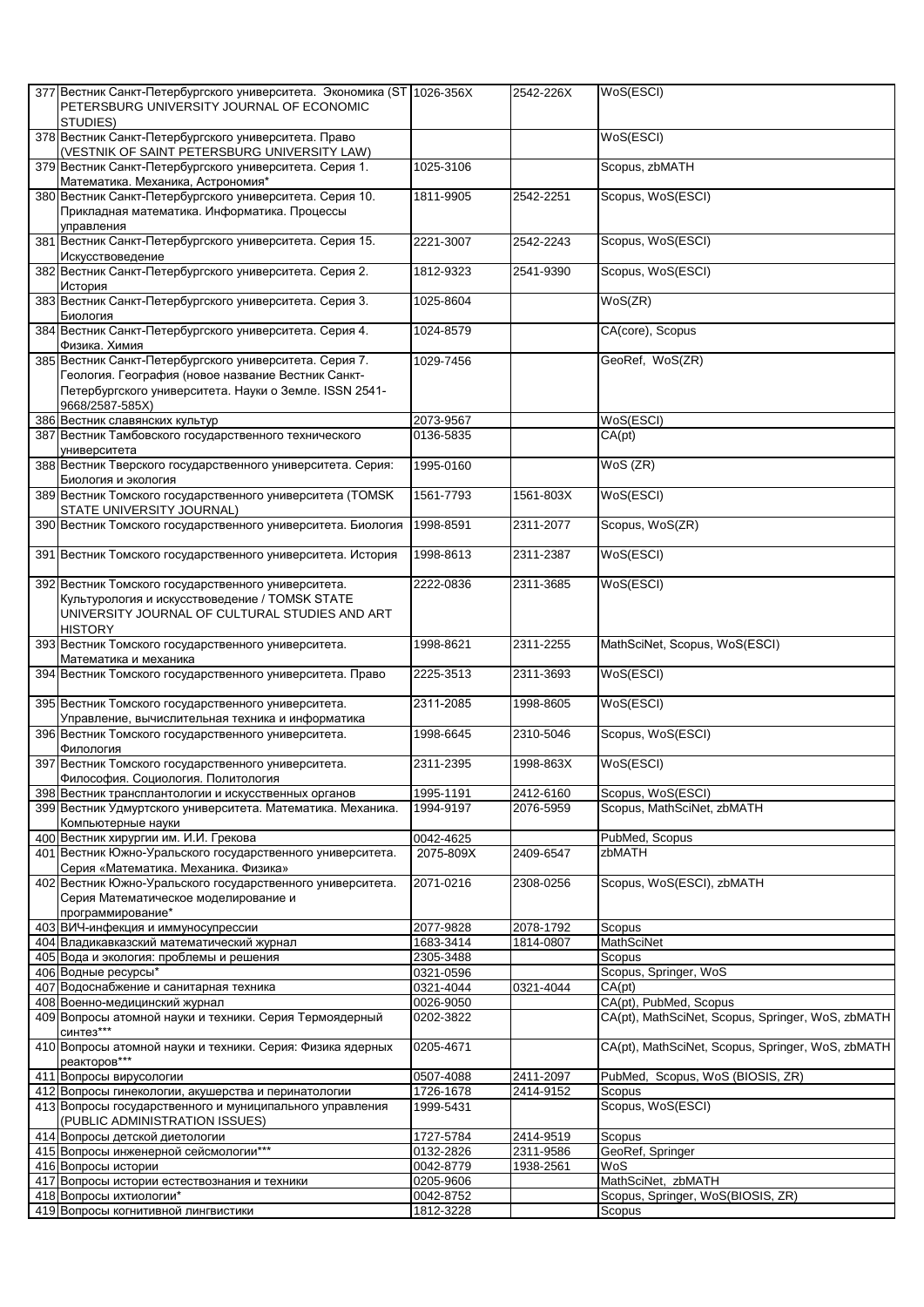| 377 | Вестник Санкт-Петербургского университета. Экономика (ST PETERSBURG UNIVERSITY JOURNAL OF ECONOMIC STUDIES) | 1026-356X | 2542-226X | WoS(ESCI) |
|---|---|---|---|---|
| 378 | Вестник Санкт-Петербургского университета. Право (VESTNIK OF SAINT PETERSBURG UNIVERSITY LAW) | | | WoS(ESCI) |
| 379 | Вестник Санкт-Петербургского университета. Серия 1. Математика. Механика, Астрономия* | 1025-3106 | | Scopus, zbMATH |
| 380 | Вестник Санкт-Петербургского университета. Серия 10. Прикладная математика. Информатика. Процессы управления | 1811-9905 | 2542-2251 | Scopus, WoS(ESCI) |
| 381 | Вестник Санкт-Петербургского университета. Серия 15. Искусствоведение | 2221-3007 | 2542-2243 | Scopus, WoS(ESCI) |
| 382 | Вестник Санкт-Петербургского университета. Серия 2. История | 1812-9323 | 2541-9390 | Scopus, WoS(ESCI) |
| 383 | Вестник Санкт-Петербургского университета. Серия 3. Биология | 1025-8604 | | WoS(ZR) |
| 384 | Вестник Санкт-Петербургского университета. Серия 4. Физика. Химия | 1024-8579 | | CA(core), Scopus |
| 385 | Вестник Санкт-Петербургского университета. Серия 7. Геология. География (новое название Вестник Санкт-Петербургского университета. Науки о Земле. ISSN 2541-9668/2587-585X) | 1029-7456 | | GeoRef, WoS(ZR) |
| 386 | Вестник славянских культур | 2073-9567 | | WoS(ESCI) |
| 387 | Вестник Тамбовского государственного технического университета | 0136-5835 | | CA(pt) |
| 388 | Вестник Тверского государственного университета. Серия: Биология и экология | 1995-0160 | | WoS (ZR) |
| 389 | Вестник Томского государственного университета (TOMSK STATE UNIVERSITY JOURNAL) | 1561-7793 | 1561-803X | WoS(ESCI) |
| 390 | Вестник Томского государственного университета. Биология | 1998-8591 | 2311-2077 | Scopus, WoS(ZR) |
| 391 | Вестник Томского государственного университета. История | 1998-8613 | 2311-2387 | WoS(ESCI) |
| 392 | Вестник Томского государственного университета. Культурология и искусствоведение / TOMSK STATE UNIVERSITY JOURNAL OF CULTURAL STUDIES AND ART HISTORY | 2222-0836 | 2311-3685 | WoS(ESCI) |
| 393 | Вестник Томского государственного университета. Математика и механика | 1998-8621 | 2311-2255 | MathSciNet, Scopus, WoS(ESCI) |
| 394 | Вестник Томского государственного университета. Право | 2225-3513 | 2311-3693 | WoS(ESCI) |
| 395 | Вестник Томского государственного университета. Управление, вычислительная техника и информатика | 2311-2085 | 1998-8605 | WoS(ESCI) |
| 396 | Вестник Томского государственного университета. Филология | 1998-6645 | 2310-5046 | Scopus, WoS(ESCI) |
| 397 | Вестник Томского государственного университета. Философия. Социология. Политология | 2311-2395 | 1998-863X | WoS(ESCI) |
| 398 | Вестник трансплантологии и искусственных органов | 1995-1191 | 2412-6160 | Scopus, WoS(ESCI) |
| 399 | Вестник Удмуртского университета. Математика. Механика. Компьютерные науки | 1994-9197 | 2076-5959 | Scopus, MathSciNet, zbMATH |
| 400 | Вестник хирургии им. И.И. Грекова | 0042-4625 | | PubMed, Scopus |
| 401 | Вестник Южно-Уральского государственного университета. Серия «Математика. Механика. Физика» | 2075-809X | 2409-6547 | zbMATH |
| 402 | Вестник Южно-Уральского государственного университета. Серия Математическое моделирование и программирование* | 2071-0216 | 2308-0256 | Scopus, WoS(ESCI), zbMATH |
| 403 | ВИЧ-инфекция и иммуносупрессии | 2077-9828 | 2078-1792 | Scopus |
| 404 | Владикавказский математический журнал | 1683-3414 | 1814-0807 | MathSciNet |
| 405 | Вода и экология: проблемы и решения | 2305-3488 | | Scopus |
| 406 | Водные ресурсы* | 0321-0596 | | Scopus, Springer, WoS |
| 407 | Водоснабжение и санитарная техника | 0321-4044 | 0321-4044 | CA(pt) |
| 408 | Военно-медицинский журнал | 0026-9050 | | CA(pt), PubMed, Scopus |
| 409 | Вопросы атомной науки и техники. Серия Термоядерный синтез*** | 0202-3822 | | CA(pt), MathSciNet, Scopus, Springer, WoS, zbMATH |
| 410 | Вопросы атомной науки и техники. Серия: Физика ядерных реакторов*** | 0205-4671 | | CA(pt), MathSciNet, Scopus, Springer, WoS, zbMATH |
| 411 | Вопросы вирусологии | 0507-4088 | 2411-2097 | PubMed, Scopus, WoS (BIOSIS, ZR) |
| 412 | Вопросы гинекологии, акушерства и перинатологии | 1726-1678 | 2414-9152 | Scopus |
| 413 | Вопросы государственного и муниципального управления (PUBLIC ADMINISTRATION ISSUES) | 1999-5431 | | Scopus, WoS(ESCI) |
| 414 | Вопросы детской диетологии | 1727-5784 | 2414-9519 | Scopus |
| 415 | Вопросы инженерной сейсмологии*** | 0132-2826 | 2311-9586 | GeoRef, Springer |
| 416 | Вопросы истории | 0042-8779 | 1938-2561 | WoS |
| 417 | Вопросы истории естествознания и техники | 0205-9606 | | MathSciNet, zbMATH |
| 418 | Вопросы ихтиологии* | 0042-8752 | | Scopus, Springer, WoS(BIOSIS, ZR) |
| 419 | Вопросы когнитивной лингвистики | 1812-3228 | | Scopus |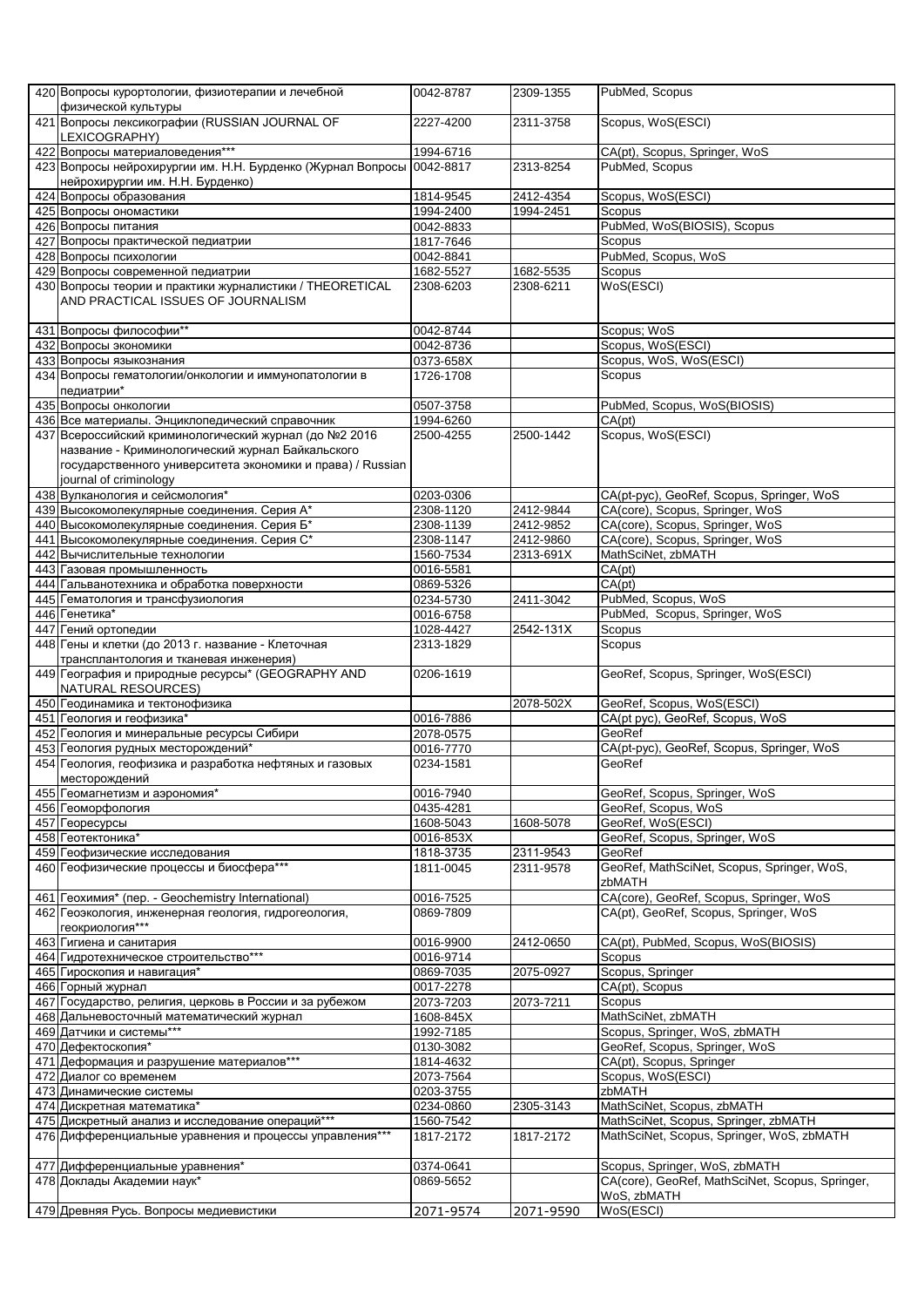| | | | | |
|---|---|---|---|---|
| 420 | Вопросы курортологии, физиотерапии и лечебной физической культуры | 0042-8787 | 2309-1355 | PubMed, Scopus |
| 421 | Вопросы лексикографии (RUSSIAN JOURNAL OF LEXICOGRAPHY) | 2227-4200 | 2311-3758 | Scopus, WoS(ESCI) |
| 422 | Вопросы материаловедения*** | 1994-6716 | | CA(pt), Scopus, Springer, WoS |
| 423 | Вопросы нейрохирургии им. Н.Н. Бурденко (Журнал Вопросы нейрохирургии им. Н.Н. Бурденко) | 0042-8817 | 2313-8254 | PubMed, Scopus |
| 424 | Вопросы образования | 1814-9545 | 2412-4354 | Scopus, WoS(ESCI) |
| 425 | Вопросы ономастики | 1994-2400 | 1994-2451 | Scopus |
| 426 | Вопросы питания | 0042-8833 | | PubMed, WoS(BIOSIS), Scopus |
| 427 | Вопросы практической педиатрии | 1817-7646 | | Scopus |
| 428 | Вопросы психологии | 0042-8841 | | PubMed, Scopus, WoS |
| 429 | Вопросы современной педиатрии | 1682-5527 | 1682-5535 | Scopus |
| 430 | Вопросы теории и практики журналистики / THEORETICAL AND PRACTICAL ISSUES OF JOURNALISM | 2308-6203 | 2308-6211 | WoS(ESCI) |
| 431 | Вопросы философии** | 0042-8744 | | Scopus; WoS |
| 432 | Вопросы экономики | 0042-8736 | | Scopus, WoS(ESCI) |
| 433 | Вопросы языкознания | 0373-658X | | Scopus, WoS, WoS(ESCI) |
| 434 | Вопросы гематологии/онкологии и иммунопатологии в педиатрии* | 1726-1708 | | Scopus |
| 435 | Вопросы онкологии | 0507-3758 | | PubMed, Scopus, WoS(BIOSIS) |
| 436 | Все материалы. Энциклопедический справочник | 1994-6260 | | CA(pt) |
| 437 | Всероссийский криминологический журнал (до №2 2016 название - Криминологический журнал Байкальского государственного университета экономики и права) / Russian journal of criminology | 2500-4255 | 2500-1442 | Scopus, WoS(ESCI) |
| 438 | Вулканология и сейсмология* | 0203-0306 | | CA(pt-рус), GeoRef, Scopus, Springer, WoS |
| 439 | Высокомолекулярные соединения. Серия А* | 2308-1120 | 2412-9844 | CA(core), Scopus, Springer, WoS |
| 440 | Высокомолекулярные соединения. Серия Б* | 2308-1139 | 2412-9852 | CA(core), Scopus, Springer, WoS |
| 441 | Высокомолекулярные соединения. Серия С* | 2308-1147 | 2412-9860 | CA(core), Scopus, Springer, WoS |
| 442 | Вычислительные технологии | 1560-7534 | 2313-691X | MathSciNet, zbMATH |
| 443 | Газовая промышленность | 0016-5581 | | CA(pt) |
| 444 | Гальванотехника и обработка поверхности | 0869-5326 | | CA(pt) |
| 445 | Гематология и трансфузиология | 0234-5730 | 2411-3042 | PubMed, Scopus, WoS |
| 446 | Генетика* | 0016-6758 | | PubMed, Scopus, Springer, WoS |
| 447 | Гений ортопедии | 1028-4427 | 2542-131X | Scopus |
| 448 | Гены и клетки (до 2013 г. название - Клеточная трансплантология и тканевая инженерия) | 2313-1829 | | Scopus |
| 449 | География и природные ресурсы* (GEOGRAPHY AND NATURAL RESOURCES) | 0206-1619 | | GeoRef, Scopus, Springer, WoS(ESCI) |
| 450 | Геодинамика и тектонофизика | | 2078-502X | GeoRef, Scopus, WoS(ESCI) |
| 451 | Геология и геофизика* | 0016-7886 | | CA(pt рус), GeoRef, Scopus, WoS |
| 452 | Геология и минеральные ресурсы Сибири | 2078-0575 | | GeoRef |
| 453 | Геология рудных месторождений* | 0016-7770 | | CA(pt-рус), GeoRef, Scopus, Springer, WoS |
| 454 | Геология, геофизика и разработка нефтяных и газовых месторождений | 0234-1581 | | GeoRef |
| 455 | Геомагнетизм и аэрономия* | 0016-7940 | | GeoRef, Scopus, Springer, WoS |
| 456 | Геоморфология | 0435-4281 | | GeoRef, Scopus, WoS |
| 457 | Георесурсы | 1608-5043 | 1608-5078 | GeoRef, WoS(ESCI) |
| 458 | Геотектоника* | 0016-853X | | GeoRef, Scopus, Springer, WoS |
| 459 | Геофизические исследования | 1818-3735 | 2311-9543 | GeoRef |
| 460 | Геофизические процессы и биосфера*** | 1811-0045 | 2311-9578 | GeoRef, MathSciNet, Scopus, Springer, WoS, zbMATH |
| 461 | Геохимия* (пер. - Geochemistry International) | 0016-7525 | | CA(core), GeoRef, Scopus, Springer, WoS |
| 462 | Геоэкология, инженерная геология, гидрогеология, геокриология*** | 0869-7809 | | CA(pt), GeoRef, Scopus, Springer, WoS |
| 463 | Гигиена и санитария | 0016-9900 | 2412-0650 | CA(pt), PubMed, Scopus, WoS(BIOSIS) |
| 464 | Гидротехническое строительство*** | 0016-9714 | | Scopus |
| 465 | Гироскопия и навигация* | 0869-7035 | 2075-0927 | Scopus, Springer |
| 466 | Горный журнал | 0017-2278 | | CA(pt), Scopus |
| 467 | Государство, религия, церковь в России и за рубежом | 2073-7203 | 2073-7211 | Scopus |
| 468 | Дальневосточный математический журнал | 1608-845X | | MathSciNet, zbMATH |
| 469 | Датчики и системы*** | 1992-7185 | | Scopus, Springer, WoS, zbMATH |
| 470 | Дефектоскопия* | 0130-3082 | | GeoRef, Scopus, Springer, WoS |
| 471 | Деформация и разрушение материалов*** | 1814-4632 | | CA(pt), Scopus, Springer |
| 472 | Диалог со временем | 2073-7564 | | Scopus, WoS(ESCI) |
| 473 | Динамические системы | 0203-3755 | | zbMATH |
| 474 | Дискретная математика* | 0234-0860 | 2305-3143 | MathSciNet, Scopus, zbMATH |
| 475 | Дискретный анализ и исследование операций*** | 1560-7542 | | MathSciNet, Scopus, Springer, zbMATH |
| 476 | Дифференциальные уравнения и процессы управления*** | 1817-2172 | 1817-2172 | MathSciNet, Scopus, Springer, WoS, zbMATH |
| 477 | Дифференциальные уравнения* | 0374-0641 | | Scopus, Springer, WoS, zbMATH |
| 478 | Доклады Академии наук* | 0869-5652 | | CA(core), GeoRef, MathSciNet, Scopus, Springer, WoS, zbMATH |
| 479 | Древняя Русь. Вопросы медиевистики | 2071-9574 | 2071-9590 | WoS(ESCI) |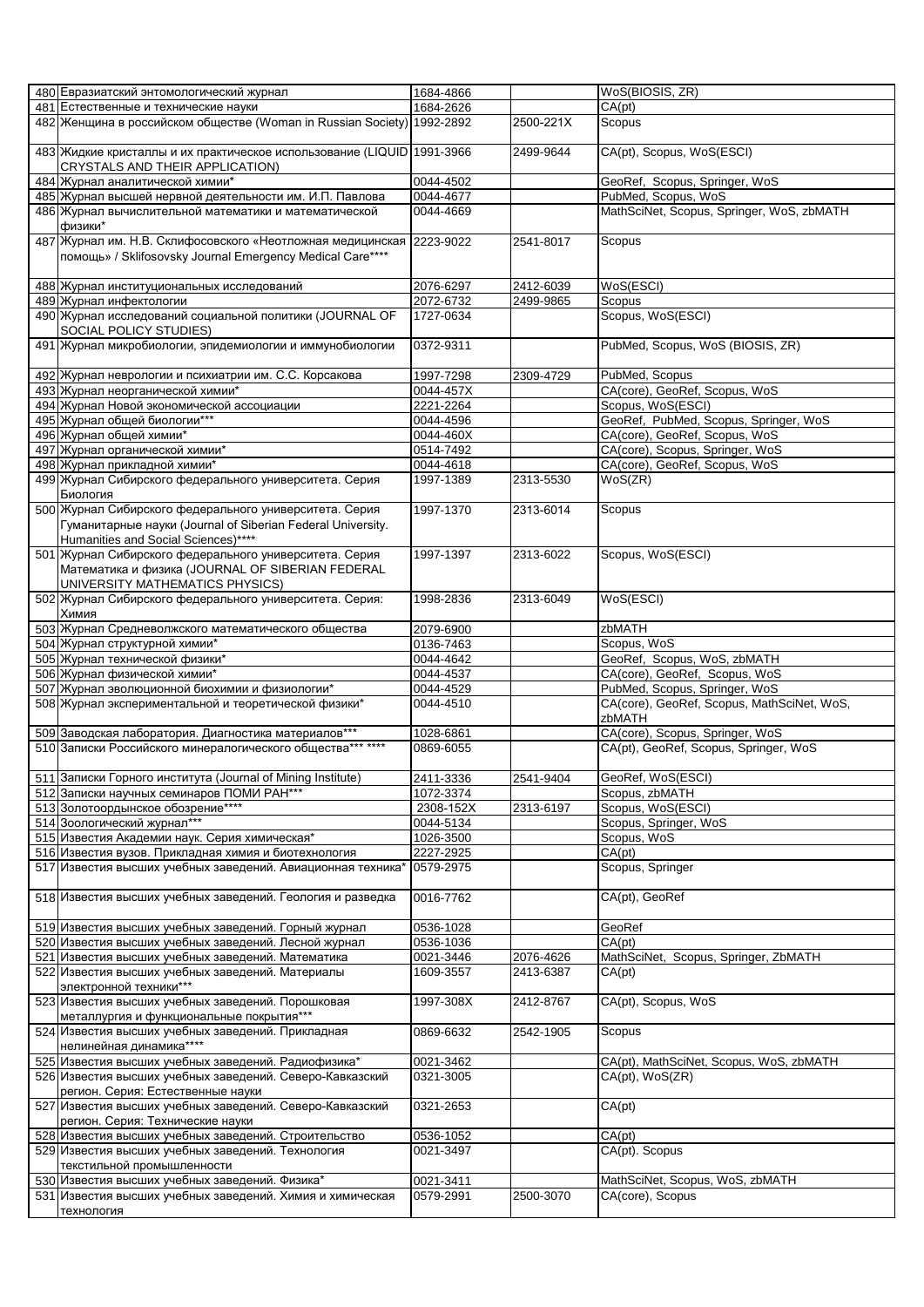| 480 | Евразиатский энтомологический журнал | 1684-4866 | | WoS(BIOSIS, ZR) |
|---|---|---|---|---|
| 481 | Естественные и технические науки | 1684-2626 | | CA(pt) |
| 482 | Женщина в российском обществе (Woman in Russian Society) | 1992-2892 | 2500-221X | Scopus |
| 483 | Жидкие кристаллы и их практическое использование (LIQUID CRYSTALS AND THEIR APPLICATION) | 1991-3966 | 2499-9644 | CA(pt), Scopus, WoS(ESCI) |
| 484 | Журнал аналитической химии* | 0044-4502 | | GeoRef, Scopus, Springer, WoS |
| 485 | Журнал высшей нервной деятельности им. И.П. Павлова | 0044-4677 | | PubMed, Scopus, WoS |
| 486 | Журнал вычислительной математики и математической физики* | 0044-4669 | | MathSciNet, Scopus, Springer, WoS, zbMATH |
| 487 | Журнал им. Н.В. Склифосовского «Неотложная медицинская помощь» / Sklifosovsky Journal Emergency Medical Care**** | 2223-9022 | 2541-8017 | Scopus |
| 488 | Журнал институциональных исследований | 2076-6297 | 2412-6039 | WoS(ESCI) |
| 489 | Журнал инфектологии | 2072-6732 | 2499-9865 | Scopus |
| 490 | Журнал исследований социальной политики (JOURNAL OF SOCIAL POLICY STUDIES) | 1727-0634 | | Scopus, WoS(ESCI) |
| 491 | Журнал микробиологии, эпидемиологии и иммунобиологии | 0372-9311 | | PubMed, Scopus, WoS (BIOSIS, ZR) |
| 492 | Журнал неврологии и психиатрии им. С.С. Корсакова | 1997-7298 | 2309-4729 | PubMed, Scopus |
| 493 | Журнал неорганической химии* | 0044-457X | | CA(core), GeoRef, Scopus, WoS |
| 494 | Журнал Новой экономической ассоциации | 2221-2264 | | Scopus, WoS(ESCI) |
| 495 | Журнал общей биологии*** | 0044-4596 | | GeoRef, PubMed, Scopus, Springer, WoS |
| 496 | Журнал общей химии* | 0044-460X | | CA(core), GeoRef, Scopus, WoS |
| 497 | Журнал органической химии* | 0514-7492 | | CA(core), Scopus, Springer, WoS |
| 498 | Журнал прикладной химии* | 0044-4618 | | CA(core), GeoRef, Scopus, WoS |
| 499 | Журнал Сибирского федерального университета. Серия Биология | 1997-1389 | 2313-5530 | WoS(ZR) |
| 500 | Журнал Сибирского федерального университета. Серия Гуманитарные науки (Journal of Siberian Federal University. Humanities and Social Sciences)**** | 1997-1370 | 2313-6014 | Scopus |
| 501 | Журнал Сибирского федерального университета. Серия Математика и физика (JOURNAL OF SIBERIAN FEDERAL UNIVERSITY MATHEMATICS PHYSICS) | 1997-1397 | 2313-6022 | Scopus, WoS(ESCI) |
| 502 | Журнал Сибирского федерального университета. Серия: Химия | 1998-2836 | 2313-6049 | WoS(ESCI) |
| 503 | Журнал Средневолжского математического общества | 2079-6900 | | zbMATH |
| 504 | Журнал структурной химии* | 0136-7463 | | Scopus, WoS |
| 505 | Журнал технической физики* | 0044-4642 | | GeoRef, Scopus, WoS, zbMATH |
| 506 | Журнал физической химии* | 0044-4537 | | CA(core), GeoRef, Scopus, WoS |
| 507 | Журнал эволюционной биохимии и физиологии* | 0044-4529 | | PubMed, Scopus, Springer, WoS |
| 508 | Журнал экспериментальной и теоретической физики* | 0044-4510 | | CA(core), GeoRef, Scopus, MathSciNet, WoS, zbMATH |
| 509 | Заводская лаборатория. Диагностика материалов*** | 1028-6861 | | CA(core), Scopus, Springer, WoS |
| 510 | Записки Российского минералогического общества*** **** | 0869-6055 | | CA(pt), GeoRef, Scopus, Springer, WoS |
| 511 | Записки Горного института (Journal of Mining Institute) | 2411-3336 | 2541-9404 | GeoRef, WoS(ESCI) |
| 512 | Записки научных семинаров ПОМИ РАН*** | 1072-3374 | | Scopus, zbMATH |
| 513 | Золотоордынское обозрение**** | 2308-152X | 2313-6197 | Scopus, WoS(ESCI) |
| 514 | Зоологический журнал*** | 0044-5134 | | Scopus, Springer, WoS |
| 515 | Известия Академии наук. Серия химическая* | 1026-3500 | | Scopus, WoS |
| 516 | Известия вузов. Прикладная химия и биотехнология | 2227-2925 | | CA(pt) |
| 517 | Известия высших учебных заведений. Авиационная техника* | 0579-2975 | | Scopus, Springer |
| 518 | Известия высших учебных заведений. Геология и разведка | 0016-7762 | | CA(pt), GeoRef |
| 519 | Известия высших учебных заведений. Горный журнал | 0536-1028 | | GeoRef |
| 520 | Известия высших учебных заведений. Лесной журнал | 0536-1036 | | CA(pt) |
| 521 | Известия высших учебных заведений. Математика | 0021-3446 | 2076-4626 | MathSciNet, Scopus, Springer, ZbMATH |
| 522 | Известия высших учебных заведений. Материалы электронной техники*** | 1609-3557 | 2413-6387 | CA(pt) |
| 523 | Известия высших учебных заведений. Порошковая металлургия и функциональные покрытия*** | 1997-308X | 2412-8767 | CA(pt), Scopus, WoS |
| 524 | Известия высших учебных заведений. Прикладная нелинейная динамика**** | 0869-6632 | 2542-1905 | Scopus |
| 525 | Известия высших учебных заведений. Радиофизика* | 0021-3462 | | CA(pt), MathSciNet, Scopus, WoS, zbMATH |
| 526 | Известия высших учебных заведений. Северо-Кавказский регион. Серия: Естественные науки | 0321-3005 | | CA(pt), WoS(ZR) |
| 527 | Известия высших учебных заведений. Северо-Кавказский регион. Серия: Технические науки | 0321-2653 | | CA(pt) |
| 528 | Известия высших учебных заведений. Строительство | 0536-1052 | | CA(pt) |
| 529 | Известия высших учебных заведений. Технология текстильной промышленности | 0021-3497 | | CA(pt). Scopus |
| 530 | Известия высших учебных заведений. Физика* | 0021-3411 | | MathSciNet, Scopus, WoS, zbMATH |
| 531 | Известия высших учебных заведений. Химия и химическая технология | 0579-2991 | 2500-3070 | CA(core), Scopus |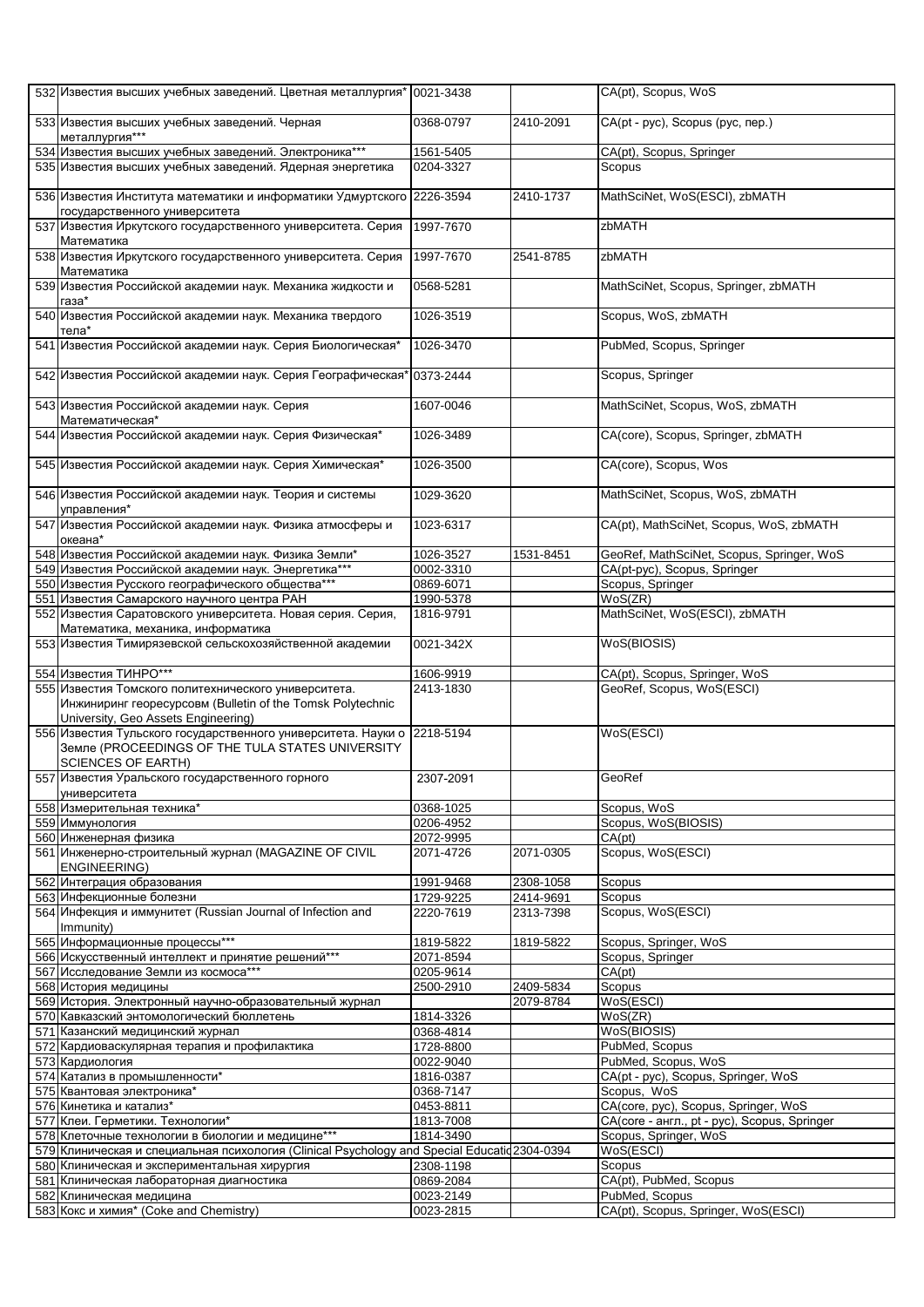| 532 | Известия высших учебных заведений. Цветная металлургия* | 0021-3438 | | CA(pt), Scopus, WoS |
|---|---|---|---|---|
| 533 | Известия высших учебных заведений. Черная металлургия*** | 0368-0797 | 2410-2091 | CA(pt - рус), Scopus (рус, пер.) |
| 534 | Известия высших учебных заведений. Электроника*** | 1561-5405 | | CA(pt), Scopus, Springer |
| 535 | Известия высших учебных заведений. Ядерная энергетика | 0204-3327 | | Scopus |
| 536 | Известия Института математики и информатики Удмуртского государственного университета | 2226-3594 | 2410-1737 | MathSciNet, WoS(ESCI), zbMATH |
| 537 | Известия Иркутского государственного университета. Серия Математика | 1997-7670 | | zbMATH |
| 538 | Известия Иркутского государственного университета. Серия Математика | 1997-7670 | 2541-8785 | zbMATH |
| 539 | Известия Российской академии наук. Механика жидкости и газа* | 0568-5281 | | MathSciNet, Scopus, Springer, zbMATH |
| 540 | Известия Российской академии наук. Механика твердого тела* | 1026-3519 | | Scopus, WoS, zbMATH |
| 541 | Известия Российской академии наук. Серия Биологическая* | 1026-3470 | | PubMed, Scopus, Springer |
| 542 | Известия Российской академии наук. Серия Географическая* | 0373-2444 | | Scopus, Springer |
| 543 | Известия Российской академии наук. Серия Математическая* | 1607-0046 | | MathSciNet, Scopus, WoS, zbMATH |
| 544 | Известия Российской академии наук. Серия Физическая* | 1026-3489 | | CA(core), Scopus, Springer, zbMATH |
| 545 | Известия Российской академии наук. Серия Химическая* | 1026-3500 | | CA(core), Scopus, Wos |
| 546 | Известия Российской академии наук. Теория и системы управления* | 1029-3620 | | MathSciNet, Scopus, WoS, zbMATH |
| 547 | Известия Российской академии наук. Физика атмосферы и океана* | 1023-6317 | | CA(pt), MathSciNet, Scopus, WoS, zbMATH |
| 548 | Известия Российской академии наук. Физика Земли* | 1026-3527 | 1531-8451 | GeoRef, MathSciNet, Scopus, Springer, WoS |
| 549 | Известия Российской академии наук. Энергетика*** | 0002-3310 | | CA(pt-рус), Scopus, Springer |
| 550 | Известия Русского географического общества*** | 0869-6071 | | Scopus, Springer |
| 551 | Известия Самарского научного центра РАН | 1990-5378 | | WoS(ZR) |
| 552 | Известия Саратовского университета. Новая серия. Серия, Математика, механика, информатика | 1816-9791 | | MathSciNet, WoS(ESCI), zbMATH |
| 553 | Известия Тимирязевской сельскохозяйственной академии | 0021-342X | | WoS(BIOSIS) |
| 554 | Известия ТИНРО*** | 1606-9919 | | CA(pt), Scopus, Springer, WoS |
| 555 | Известия Томского политехнического университета. Инжиниринг георесурсовм (Bulletin of the Tomsk Polytechnic University, Geo Assets Engineering) | 2413-1830 | | GeoRef, Scopus, WoS(ESCI) |
| 556 | Известия Тульского государственного университета. Науки о Земле (PROCEEDINGS OF THE TULA STATES UNIVERSITY SCIENCES OF EARTH) | 2218-5194 | | WoS(ESCI) |
| 557 | Известия Уральского государственного горного университета | 2307-2091 | | GeoRef |
| 558 | Измерительная техника* | 0368-1025 | | Scopus, WoS |
| 559 | Иммунология | 0206-4952 | | Scopus, WoS(BIOSIS) |
| 560 | Инженерная физика | 2072-9995 | | CA(pt) |
| 561 | Инженерно-строительный журнал (MAGAZINE OF CIVIL ENGINEERING) | 2071-4726 | 2071-0305 | Scopus, WoS(ESCI) |
| 562 | Интеграция образования | 1991-9468 | 2308-1058 | Scopus |
| 563 | Инфекционные болезни | 1729-9225 | 2414-9691 | Scopus |
| 564 | Инфекция и иммунитет (Russian Journal of Infection and Immunity) | 2220-7619 | 2313-7398 | Scopus, WoS(ESCI) |
| 565 | Информационные процессы*** | 1819-5822 | 1819-5822 | Scopus, Springer, WoS |
| 566 | Искусственный интеллект и принятие решений*** | 2071-8594 | | Scopus, Springer |
| 567 | Исследование Земли из космоса*** | 0205-9614 | | CA(pt) |
| 568 | История медицины | 2500-2910 | 2409-5834 | Scopus |
| 569 | История. Электронный научно-образовательный журнал | | 2079-8784 | WoS(ESCI) |
| 570 | Кавказский энтомологический бюллетень | 1814-3326 | | WoS(ZR) |
| 571 | Казанский медицинский журнал | 0368-4814 | | WoS(BIOSIS) |
| 572 | Кардиоваскулярная терапия и профилактика | 1728-8800 | | PubMed, Scopus |
| 573 | Кардиология | 0022-9040 | | PubMed, Scopus, WoS |
| 574 | Катализ в промышленности* | 1816-0387 | | CA(pt - рус), Scopus, Springer, WoS |
| 575 | Квантовая электроника* | 0368-7147 | | Scopus, WoS |
| 576 | Кинетика и катализ* | 0453-8811 | | CA(core, рус), Scopus, Springer, WoS |
| 577 | Клеи. Герметики. Технологии* | 1813-7008 | | CA(core - англ., pt - рус), Scopus, Springer |
| 578 | Клеточные технологии в биологии и медицине*** | 1814-3490 | | Scopus, Springer, WoS |
| 579 | Клиническая и специальная психология (Clinical Psychology and Special Educatio | 2304-0394 | | WoS(ESCI) |
| 580 | Клиническая и экспериментальная хирургия | 2308-1198 | | Scopus |
| 581 | Клиническая лабораторная диагностика | 0869-2084 | | CA(pt), PubMed, Scopus |
| 582 | Клиническая медицина | 0023-2149 | | PubMed, Scopus |
| 583 | Кокс и химия* (Coke and Chemistry) | 0023-2815 | | CA(pt), Scopus, Springer, WoS(ESCI) |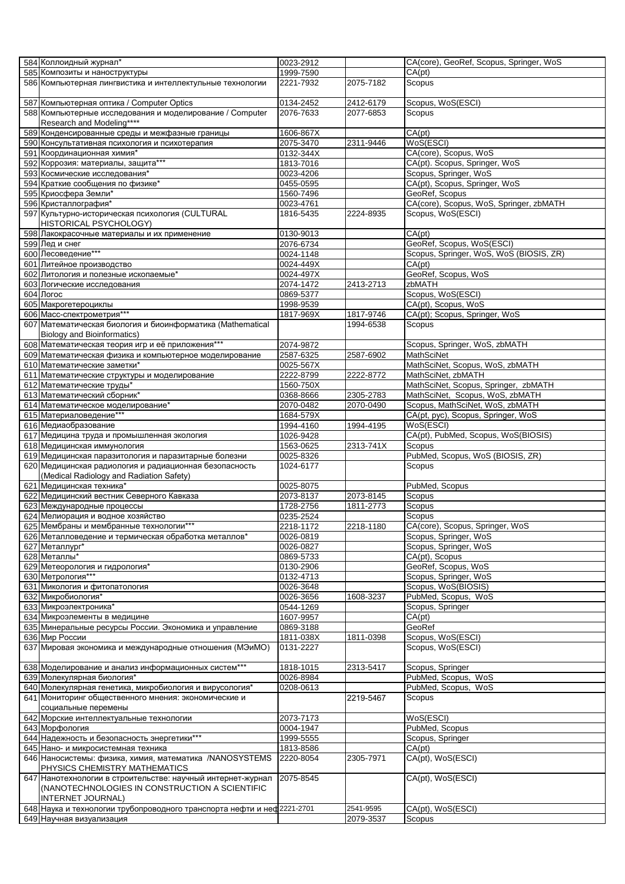| | | | | |
|---|---|---|---|---|
| 584 | Коллоидный журнал* | 0023-2912 | | CA(core), GeoRef, Scopus, Springer, WoS |
| 585 | Композиты и наноструктуры | 1999-7590 | | CA(pt) |
| 586 | Компьютерная лингвистика и интеллектульные технологии | 2221-7932 | 2075-7182 | Scopus |
| 587 | Компьютерная оптика / Computer Optics | 0134-2452 | 2412-6179 | Scopus, WoS(ESCI) |
| 588 | Компьютерные исследования и моделирование / Computer Research and Modeling**** | 2076-7633 | 2077-6853 | Scopus |
| 589 | Конденсированные среды и межфазные границы | 1606-867X | | CA(pt) |
| 590 | Консультативная психология и психотерапия | 2075-3470 | 2311-9446 | WoS(ESCI) |
| 591 | Координационная химия* | 0132-344X | | CA(core), Scopus, WoS |
| 592 | Коррозия: материалы, защита*** | 1813-7016 | | CA(pt). Scopus, Springer, WoS |
| 593 | Космические исследования* | 0023-4206 | | Scopus, Springer, WoS |
| 594 | Краткие сообщения по физике* | 0455-0595 | | CA(pt), Scopus, Springer, WoS |
| 595 | Криосфера Земли* | 1560-7496 | | GeoRef, Scopus |
| 596 | Кристаллография* | 0023-4761 | | CA(core), Scopus, WoS, Springer, zbMATH |
| 597 | Культурно-историческая психология (CULTURAL HISTORICAL PSYCHOLOGY) | 1816-5435 | 2224-8935 | Scopus, WoS(ESCI) |
| 598 | Лакокрасочные материалы и их применение | 0130-9013 | | CA(pt) |
| 599 | Лед и снег | 2076-6734 | | GeoRef, Scopus, WoS(ESCI) |
| 600 | Лесоведение*** | 0024-1148 | | Scopus, Springer, WoS, WoS (BIOSIS, ZR) |
| 601 | Литейное производство | 0024-449X | | CA(pt) |
| 602 | Литология и полезные ископаемые* | 0024-497X | | GeoRef, Scopus, WoS |
| 603 | Логические исследования | 2074-1472 | 2413-2713 | zbMATH |
| 604 | Логос | 0869-5377 | | Scopus, WoS(ESCI) |
| 605 | Макрогетероциклы | 1998-9539 | | CA(pt), Scopus, WoS |
| 606 | Масс-спектрометрия*** | 1817-969X | 1817-9746 | CA(pt); Scopus, Springer, WoS |
| 607 | Математическая биология и биоинформатика (Mathematical Biology and Bioinformatics) | | 1994-6538 | Scopus |
| 608 | Математическая теория игр и её приложения*** | 2074-9872 | | Scopus, Springer, WoS, zbMATH |
| 609 | Математическая физика и компьютерное моделирование | 2587-6325 | 2587-6902 | MathSciNet |
| 610 | Математические заметки* | 0025-567X | | MathSciNet, Scopus, WoS, zbMATH |
| 611 | Математические структуры и моделирование | 2222-8799 | 2222-8772 | MathSciNet, zbMATH |
| 612 | Математические труды* | 1560-750X | | MathSciNet, Scopus, Springer, zbMATH |
| 613 | Математический сборник* | 0368-8666 | 2305-2783 | MathSciNet, Scopus, WoS, zbMATH |
| 614 | Математическое моделирование* | 2070-0482 | 2070-0490 | Scopus, MathSciNet, WoS, zbMATH |
| 615 | Материаловедение*** | 1684-579X | | CA(pt, рус), Scopus, Springer, WoS |
| 616 | Медиаобразование | 1994-4160 | 1994-4195 | WoS(ESCI) |
| 617 | Медицина труда и промышленная экология | 1026-9428 | | CA(pt), PubMed, Scopus, WoS(BIOSIS) |
| 618 | Медицинская иммунология | 1563-0625 | 2313-741X | Scopus |
| 619 | Медицинская паразитология и паразитарные болезни | 0025-8326 | | PubMed, Scopus, WoS (BIOSIS, ZR) |
| 620 | Медицинская радиология и радиационная безопасность (Medical Radiology and Radiation Safety) | 1024-6177 | | Scopus |
| 621 | Медицинская техника* | 0025-8075 | | PubMed, Scopus |
| 622 | Медицинский вестник Северного Кавказа | 2073-8137 | 2073-8145 | Scopus |
| 623 | Международные процессы | 1728-2756 | 1811-2773 | Scopus |
| 624 | Мелиорация и водное хозяйство | 0235-2524 | | Scopus |
| 625 | Мембраны и мембранные технологии*** | 2218-1172 | 2218-1180 | CA(core), Scopus, Springer, WoS |
| 626 | Металловедение и термическая обработка металлов* | 0026-0819 | | Scopus, Springer, WoS |
| 627 | Металлург* | 0026-0827 | | Scopus, Springer, WoS |
| 628 | Металлы* | 0869-5733 | | CA(pt), Scopus |
| 629 | Метеорология и гидрология* | 0130-2906 | | GeoRef, Scopus, WoS |
| 630 | Метрология*** | 0132-4713 | | Scopus, Springer, WoS |
| 631 | Микология и фитопатология | 0026-3648 | | Scopus, WoS(BIOSIS) |
| 632 | Микробиология* | 0026-3656 | 1608-3237 | PubMed, Scopus, WoS |
| 633 | Микроэлектроника* | 0544-1269 | | Scopus, Springer |
| 634 | Микроэлементы в медицине | 1607-9957 | | CA(pt) |
| 635 | Минеральные ресурсы России. Экономика и управление | 0869-3188 | | GeoRef |
| 636 | Мир России | 1811-038X | 1811-0398 | Scopus, WoS(ESCI) |
| 637 | Мировая экономика и международные отношения (МЭиМО) | 0131-2227 | | Scopus, WoS(ESCI) |
| 638 | Моделирование и анализ информационных систем*** | 1818-1015 | 2313-5417 | Scopus, Springer |
| 639 | Молекулярная биология* | 0026-8984 | | PubMed, Scopus, WoS |
| 640 | Молекулярная генетика, микробиология и вирусология* | 0208-0613 | | PubMed, Scopus, WoS |
| 641 | Мониторинг общественного мнения: экономические и социальные перемены | | 2219-5467 | Scopus |
| 642 | Морские интеллектуальные технологии | 2073-7173 | | WoS(ESCI) |
| 643 | Морфология | 0004-1947 | | PubMed, Scopus |
| 644 | Надежность и безопасность энергетики*** | 1999-5555 | | Scopus, Springer |
| 645 | Нано- и микросистемная техника | 1813-8586 | | CA(pt) |
| 646 | Наносистемы: физика, химия, математика /NANOSYSTEMS PHYSICS CHEMISTRY MATHEMATICS | 2220-8054 | 2305-7971 | CA(pt), WoS(ESCI) |
| 647 | Нанотехнологии в строительстве: научный интернет-журнал (NANOTECHNOLOGIES IN CONSTRUCTION A SCIENTIFIC INTERNET JOURNAL) | 2075-8545 | | CA(pt), WoS(ESCI) |
| 648 | Наука и технологии трубопроводного транспорта нефти и неф | 2221-2701 | 2541-9595 | CA(pt), WoS(ESCI) |
| 649 | Научная визуализация | | 2079-3537 | Scopus |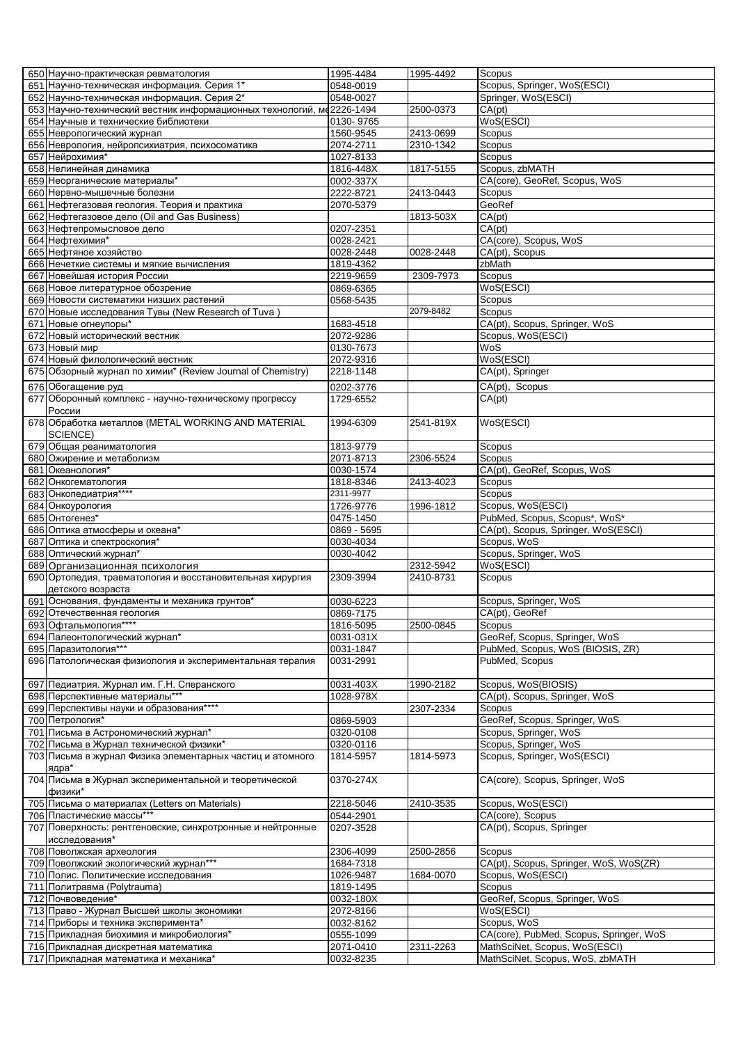| 650 | Научно-практическая ревматология | 1995-4484 | 1995-4492 | Scopus |
|---|---|---|---|---|
| 651 | Научно-техническая информация. Серия 1* | 0548-0019 | | Scopus, Springer, WoS(ESCI) |
| 652 | Научно-техническая информация. Серия 2* | 0548-0027 | | Springer, WoS(ESCI) |
| 653 | Научно-технический вестник информационных технологий, ме | 2226-1494 | 2500-0373 | CA(pt) |
| 654 | Научные и технические библиотеки | 0130- 9765 | | WoS(ESCI) |
| 655 | Неврологический журнал | 1560-9545 | 2413-0699 | Scopus |
| 656 | Неврология, нейропсихиатрия, психосоматика | 2074-2711 | 2310-1342 | Scopus |
| 657 | Нейрохимия* | 1027-8133 | | Scopus |
| 658 | Нелинейная динамика | 1816-448X | 1817-5155 | Scopus, zbMATH |
| 659 | Неорганические материалы* | 0002-337X | | CA(core), GeoRef, Scopus, WoS |
| 660 | Нервно-мышечные болезни | 2222-8721 | 2413-0443 | Scopus |
| 661 | Нефтегазовая геология. Теория и практика | 2070-5379 | | GeoRef |
| 662 | Нефтегазовое дело (Oil and Gas Business) | | 1813-503X | CA(pt) |
| 663 | Нефтепромысловое дело | 0207-2351 | | CA(pt) |
| 664 | Нефтехимия* | 0028-2421 | | CA(core), Scopus, WoS |
| 665 | Нефтяное хозяйство | 0028-2448 | 0028-2448 | CA(pt), Scopus |
| 666 | Нечеткие системы и мягкие вычисления | 1819-4362 | | zbMath |
| 667 | Новейшая история России | 2219-9659 | 2309-7973 | Scopus |
| 668 | Новое литературное обозрение | 0869-6365 | | WoS(ESCI) |
| 669 | Новости систематики низших растений | 0568-5435 | | Scopus |
| 670 | Новые исследования Тувы (New Research of Tuva ) | | 2079-8482 | Scopus |
| 671 | Новые огнеупоры* | 1683-4518 | | CA(pt), Scopus, Springer, WoS |
| 672 | Новый исторический вестник | 2072-9286 | | Scopus, WoS(ESCI) |
| 673 | Новый мир | 0130-7673 | | WoS |
| 674 | Новый филологический вестник | 2072-9316 | | WoS(ESCI) |
| 675 | Обзорный журнал по химии* (Review Journal of Chemistry) | 2218-1148 | | CA(pt), Springer |
| 676 | Обогащение руд | 0202-3776 | | CA(pt), Scopus |
| 677 | Оборонный комплекс - научно-техническому прогрессу России | 1729-6552 | | CA(pt) |
| 678 | Обработка металлов (METAL WORKING AND MATERIAL SCIENCE) | 1994-6309 | 2541-819X | WoS(ESCI) |
| 679 | Общая реаниматология | 1813-9779 | | Scopus |
| 680 | Ожирение и метаболизм | 2071-8713 | 2306-5524 | Scopus |
| 681 | Океанология* | 0030-1574 | | CA(pt), GeoRef, Scopus, WoS |
| 682 | Онкогематология | 1818-8346 | 2413-4023 | Scopus |
| 683 | Онкопедиатрия**** | 2311-9977 | | Scopus |
| 684 | Онкоурология | 1726-9776 | 1996-1812 | Scopus, WoS(ESCI) |
| 685 | Онтогенез* | 0475-1450 | | PubMed, Scopus, Scopus*, WoS* |
| 686 | Оптика атмосферы и океана* | 0869 - 5695 | | CA(pt), Scopus, Springer, WoS(ESCI) |
| 687 | Оптика и спектроскопия* | 0030-4034 | | Scopus, WoS |
| 688 | Оптический журнал* | 0030-4042 | | Scopus, Springer, WoS |
| 689 | Организационная психология | | 2312-5942 | WoS(ESCI) |
| 690 | Ортопедия, травматология и восстановительная хирургия детского возраста | 2309-3994 | 2410-8731 | Scopus |
| 691 | Основания, фундаменты и механика грунтов* | 0030-6223 | | Scopus, Springer, WoS |
| 692 | Отечественная геология | 0869-7175 | | CA(pt), GeoRef |
| 693 | Офтальмология**** | 1816-5095 | 2500-0845 | Scopus |
| 694 | Палеонтологический журнал* | 0031-031X | | GeoRef, Scopus, Springer, WoS |
| 695 | Паразитология*** | 0031-1847 | | PubMed, Scopus, WoS (BIOSIS, ZR) |
| 696 | Патологическая физиология и экспериментальная терапия | 0031-2991 | | PubMed, Scopus |
| 697 | Педиатрия. Журнал им. Г.Н. Сперанского | 0031-403X | 1990-2182 | Scopus, WoS(BIOSIS) |
| 698 | Перспективные материалы*** | 1028-978X | | CA(pt), Scopus, Springer, WoS |
| 699 | Перспективы науки и образования**** | | 2307-2334 | Scopus |
| 700 | Петрология* | 0869-5903 | | GeoRef, Scopus, Springer, WoS |
| 701 | Письма в Астрономический журнал* | 0320-0108 | | Scopus, Springer, WoS |
| 702 | Письма в Журнал технической физики* | 0320-0116 | | Scopus, Springer, WoS |
| 703 | Письма в журнал Физика элементарных частиц и атомного ядра* | 1814-5957 | 1814-5973 | Scopus, Springer, WoS(ESCI) |
| 704 | Письма в Журнал экспериментальной и теоретической физики* | 0370-274X | | CA(core), Scopus, Springer, WoS |
| 705 | Письма о материалах (Letters on Materials) | 2218-5046 | 2410-3535 | Scopus, WoS(ESCI) |
| 706 | Пластические массы*** | 0544-2901 | | CA(core), Scopus |
| 707 | Поверхность: рентгеновские, синхротронные и нейтронные исследования* | 0207-3528 | | CA(pt), Scopus, Springer |
| 708 | Поволжская археология | 2306-4099 | 2500-2856 | Scopus |
| 709 | Поволжский экологический журнал*** | 1684-7318 | | CA(pt), Scopus, Springer, WoS, WoS(ZR) |
| 710 | Полис. Политические исследования | 1026-9487 | 1684-0070 | Scopus, WoS(ESCI) |
| 711 | Политравма (Polytrauma) | 1819-1495 | | Scopus |
| 712 | Почвоведение* | 0032-180X | | GeoRef, Scopus, Springer, WoS |
| 713 | Право - Журнал Высшей школы экономики | 2072-8166 | | WoS(ESCI) |
| 714 | Приборы и техника эксперимента* | 0032-8162 | | Scopus, WoS |
| 715 | Прикладная биохимия и микробиология* | 0555-1099 | | CA(core), PubMed, Scopus, Springer, WoS |
| 716 | Прикладная дискретная математика | 2071-0410 | 2311-2263 | MathSciNet, Scopus, WoS(ESCI) |
| 717 | Прикладная математика и механика* | 0032-8235 | | MathSciNet, Scopus, WoS, zbMATH |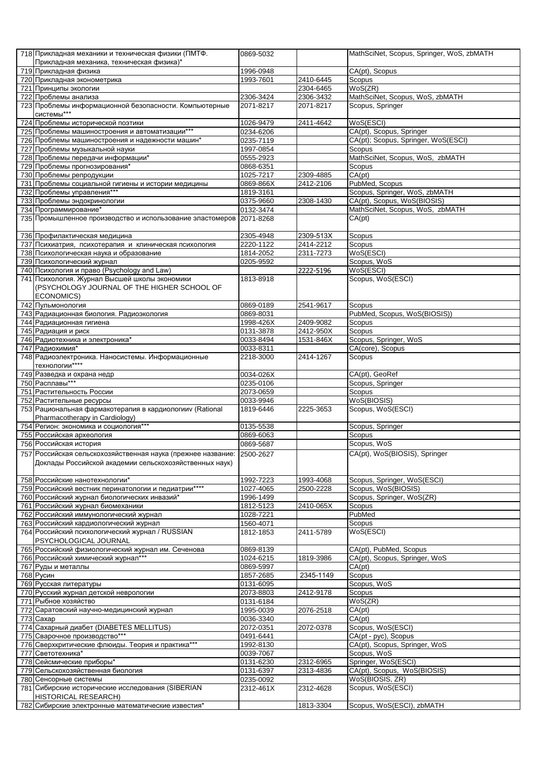| | | | | |
|---|---|---|---|---|
| 718 | Прикладная механики и техническая физики (ПМТФ. Прикладная механика, техническая физика)* | 0869-5032 | | MathSciNet, Scopus, Springer, WoS, zbMATH |
| 719 | Прикладная физика | 1996-0948 | | CA(pt), Scopus |
| 720 | Прикладная эконометрика | 1993-7601 | 2410-6445 | Scopus |
| 721 | Принципы экологии | | 2304-6465 | WoS(ZR) |
| 722 | Проблемы анализа | 2306-3424 | 2306-3432 | MathSciNet, Scopus, WoS, zbMATH |
| 723 | Проблемы информационной безопасности. Компьютерные системы*** | 2071-8217 | 2071-8217 | Scopus, Springer |
| 724 | Проблемы исторической поэтики | 1026-9479 | 2411-4642 | WoS(ESCI) |
| 725 | Проблемы машиностроения и автоматизации*** | 0234-6206 | | CA(pt), Scopus, Springer |
| 726 | Проблемы машиностроения и надежности машин* | 0235-7119 | | CA(pt); Scopus, Springer, WoS(ESCI) |
| 727 | Проблемы музыкальной науки | 1997-0854 | | Scopus |
| 728 | Проблемы передачи информации* | 0555-2923 | | MathSciNet, Scopus, WoS, zbMATH |
| 729 | Проблемы прогнозирования* | 0868-6351 | | Scopus |
| 730 | Проблемы репродукции | 1025-7217 | 2309-4885 | CA(pt) |
| 731 | Проблемы социальной гигиены и истории медицины | 0869-866X | 2412-2106 | PubMed, Scopus |
| 732 | Проблемы управления*** | 1819-3161 | | Scopus, Springer, WoS, zbMATH |
| 733 | Проблемы эндокринологии | 0375-9660 | 2308-1430 | CA(pt), Scopus, WoS(BIOSIS) |
| 734 | Программирование* | 0132-3474 | | MathSciNet, Scopus, WoS, zbMATH |
| 735 | Промышленное производство и использование эластомеров | 2071-8268 | | CA(pt) |
| 736 | Профилактическая медицина | 2305-4948 | 2309-513X | Scopus |
| 737 | Психиатрия, психотерапия и клиническая психология | 2220-1122 | 2414-2212 | Scopus |
| 738 | Психологическая наука и образование | 1814-2052 | 2311-7273 | WoS(ESCI) |
| 739 | Психологический журнал | 0205-9592 | | Scopus, WoS |
| 740 | Психология и право (Psychology and Law) | | 2222-5196 | WoS(ESCI) |
| 741 | Психология. Журнал Высшей школы экономики (PSYCHOLOGY JOURNAL OF THE HIGHER SCHOOL OF ECONOMICS) | 1813-8918 | | Scopus, WoS(ESCI) |
| 742 | Пульмонология | 0869-0189 | 2541-9617 | Scopus |
| 743 | Радиационная биология. Радиоэкология | 0869-8031 | | PubMed, Scopus, WoS(BIOSIS)) |
| 744 | Радиационная гигиена | 1998-426X | 2409-9082 | Scopus |
| 745 | Радиация и риск | 0131-3878 | 2412-950X | Scopus |
| 746 | Радиотехника и электроника* | 0033-8494 | 1531-846X | Scopus, Springer, WoS |
| 747 | Радиохимия* | 0033-8311 | | CA(core), Scopus |
| 748 | Радиоэлектроника. Наносистемы. Информационные технологии**** | 2218-3000 | 2414-1267 | Scopus |
| 749 | Разведка и охрана недр | 0034-026X | | CA(pt), GeoRef |
| 750 | Расплавы*** | 0235-0106 | | Scopus, Springer |
| 751 | Растительность России | 2073-0659 | | Scopus |
| 752 | Растительные ресурсы | 0033-9946 | | WoS(BIOSIS) |
| 753 | Рациональная фармакотерапия в кардиологииv (Rational Pharmacotherapy in Cardiology) | 1819-6446 | 2225-3653 | Scopus, WoS(ESCI) |
| 754 | Регион: экономика и социология*** | 0135-5538 | | Scopus, Springer |
| 755 | Российская археология | 0869-6063 | | Scopus |
| 756 | Российская история | 0869-5687 | | Scopus, WoS |
| 757 | Российская сельскохозяйственная наука (прежнее название: Доклады Российской академии сельскохозяйственных наук) | 2500-2627 | | CA(pt), WoS(BIOSIS), Springer |
| 758 | Российские нанотехнологии* | 1992-7223 | 1993-4068 | Scopus, Springer, WoS(ESCI) |
| 759 | Российский вестник перинатологии и педиатрии**** | 1027-4065 | 2500-2228 | Scopus, WoS(BIOSIS) |
| 760 | Российский журнал биологических инвазий* | 1996-1499 | | Scopus, Springer, WoS(ZR) |
| 761 | Российский журнал биомеханики | 1812-5123 | 2410-065X | Scopus |
| 762 | Российский иммунологический журнал | 1028-7221 | | PubMed |
| 763 | Российский кардиологический журнал | 1560-4071 | | Scopus |
| 764 | Российский психологический журнал / RUSSIAN PSYCHOLOGICAL JOURNAL | 1812-1853 | 2411-5789 | WoS(ESCI) |
| 765 | Российский физиологический журнал им. Сеченова | 0869-8139 | | CA(pt), PubMed, Scopus |
| 766 | Российский химический журнал*** | 1024-6215 | 1819-3986 | CA(pt), Scopus, Springer, WoS |
| 767 | Руды и металлы | 0869-5997 | | CA(pt) |
| 768 | Русин | 1857-2685 | 2345-1149 | Scopus |
| 769 | Русская литература | 0131-6095 | | Scopus, WoS |
| 770 | Русский журнал детской неврологии | 2073-8803 | 2412-9178 | Scopus |
| 771 | Рыбное хозяйство | 0131-6184 | | WoS(ZR) |
| 772 | Саратовский научно-медицинский журнал | 1995-0039 | 2076-2518 | CA(pt) |
| 773 | Сахар | 0036-3340 | | CA(pt) |
| 774 | Сахарный диабет (DIABETES MELLITUS) | 2072-0351 | 2072-0378 | Scopus, WoS(ESCI) |
| 775 | Сварочное производство*** | 0491-6441 | | CA(pt - рус), Scopus |
| 776 | Сверхкритические флюиды. Теория и практика*** | 1992-8130 | | CA(pt), Scopus, Springer, WoS |
| 777 | Светотехника* | 0039-7067 | | Scopus, WoS |
| 778 | Сейсмические приборы* | 0131-6230 | 2312-6965 | Springer, WoS(ESCI) |
| 779 | Сельскохозяйственная биология | 0131-6397 | 2313-4836 | CA(pt), Scopus, WoS(BIOSIS) |
| 780 | Сенсорные системы | 0235-0092 | | WoS(BIOSIS, ZR) |
| 781 | Сибирские исторические исследования (SIBERIAN HISTORICAL RESEARCH) | 2312-461X | 2312-4628 | Scopus, WoS(ESCI) |
| 782 | Сибирские электронные математические известия* | | 1813-3304 | Scopus, WoS(ESCI), zbMATH |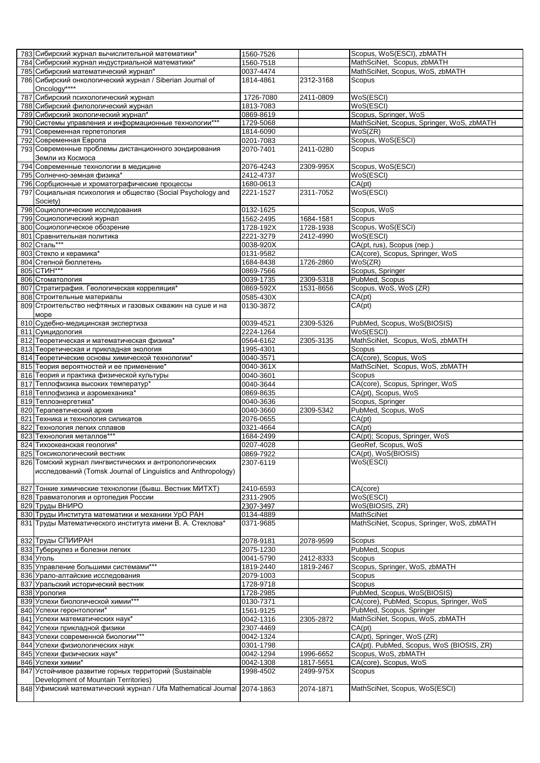| | | | | |
|---|---|---|---|---|
| 783 | Сибирский журнал вычислительной математики* | 1560-7526 | | Scopus, WoS(ESCI), zbMATH |
| 784 | Сибирский журнал индустриальной математики* | 1560-7518 | | MathSciNet, Scopus, zbMATH |
| 785 | Сибирский математический журнал* | 0037-4474 | | MathSciNet, Scopus, WoS, zbMATH |
| 786 | Сибирский онкологический журнал / Siberian Journal of Oncology**** | 1814-4861 | 2312-3168 | Scopus |
| 787 | Сибирский психологический журнал | 1726-7080 | 2411-0809 | WoS(ESCI) |
| 788 | Сибирский филологический журнал | 1813-7083 | | WoS(ESCI) |
| 789 | Сибирский экологический журнал* | 0869-8619 | | Scopus, Springer, WoS |
| 790 | Системы управления и информационные технологии*** | 1729-5068 | | MathSciNet, Scopus, Springer, WoS, zbMATH |
| 791 | Современная герпетология | 1814-6090 | | WoS(ZR) |
| 792 | Современная Европа | 0201-7083 | | Scopus, WoS(ESCI) |
| 793 | Современные проблемы дистанционного зондирования Земли из Космоса | 2070-7401 | 2411-0280 | Scopus |
| 794 | Современные технологии в медицине | 2076-4243 | 2309-995X | Scopus, WoS(ESCI) |
| 795 | Солнечно-земная физика* | 2412-4737 | | WoS(ESCI) |
| 796 | Сорбционные и хроматографические процессы | 1680-0613 | | CA(pt) |
| 797 | Социальная психология и общество (Social Psychology and Society) | 2221-1527 | 2311-7052 | WoS(ESCI) |
| 798 | Социологические исследования | 0132-1625 | | Scopus, WoS |
| 799 | Социологический журнал | 1562-2495 | 1684-1581 | Scopus |
| 800 | Социологическое обозрение | 1728-192X | 1728-1938 | Scopus, WoS(ESCI) |
| 801 | Сравнительная политика | 2221-3279 | 2412-4990 | WoS(ESCI) |
| 802 | Сталь*** | 0038-920X | | CA(pt, rus), Scopus (пер.) |
| 803 | Стекло и керамика* | 0131-9582 | | CA(core), Scopus, Springer, WoS |
| 804 | Степной бюллетень | 1684-8438 | 1726-2860 | WoS(ZR) |
| 805 | СТИН*** | 0869-7566 | | Scopus, Springer |
| 806 | Стоматология | 0039-1735 | 2309-5318 | PubMed, Scopus |
| 807 | Стратиграфия. Геологическая корреляция* | 0869-592X | 1531-8656 | Scopus, WoS, WoS (ZR) |
| 808 | Строительные материалы | 0585-430X | | CA(pt) |
| 809 | Строительство нефтяных и газовых скважин на суше и на море | 0130-3872 | | CA(pt) |
| 810 | Судебно-медицинская экспертиза | 0039-4521 | 2309-5326 | PubMed, Scopus, WoS(BIOSIS) |
| 811 | Суицидология | 2224-1264 | | WoS(ESCI) |
| 812 | Теоретическая и математическая физика* | 0564-6162 | 2305-3135 | MathSciNet, Scopus, WoS, zbMATH |
| 813 | Теоретическая и прикладная экология | 1995-4301 | | Scopus |
| 814 | Теоретические основы химической технологии* | 0040-3571 | | CA(core), Scopus, WoS |
| 815 | Теория вероятностей и ее применение* | 0040-361X | | MathSciNet, Scopus, WoS, zbMATH |
| 816 | Теория и практика физической культуры | 0040-3601 | | Scopus |
| 817 | Теплофизика высоких температур* | 0040-3644 | | CA(core), Scopus, Springer, WoS |
| 818 | Теплофизика и аэромеханика* | 0869-8635 | | CA(pt), Scopus, WoS |
| 819 | Теплоэнергетика* | 0040-3636 | | Scopus, Springer |
| 820 | Терапевтический архив | 0040-3660 | 2309-5342 | PubMed, Scopus, WoS |
| 821 | Техника и технология силикатов | 2076-0655 | | CA(pt) |
| 822 | Технология легких сплавов | 0321-4664 | | CA(pt) |
| 823 | Технология металлов*** | 1684-2499 | | CA(pt); Scopus, Springer, WoS |
| 824 | Тихоокеанская геология* | 0207-4028 | | GeoRef, Scopus, WoS |
| 825 | Токсикологический вестник | 0869-7922 | | CA(pt), WoS(BIOSIS) |
| 826 | Томский журнал лингвистических и антропологических исследований (Tomsk Journal of Linguistics and Anthropology) | 2307-6119 | | WoS(ESCI) |
| 827 | Тонкие химические технологии (бывш. Вестник МИТХТ) | 2410-6593 | | CA(core) |
| 828 | Травматология и ортопедия России | 2311-2905 | | WoS(ESCI) |
| 829 | Труды ВНИРО | 2307-3497 | | WoS(BIOSIS, ZR) |
| 830 | Труды Института математики и механики УрО РАН | 0134-4889 | | MathSciNet |
| 831 | Труды Математического института имени В. А. Стеклова* | 0371-9685 | | MathSciNet, Scopus, Springer, WoS, zbMATH |
| 832 | Труды СПИИРАН | 2078-9181 | 2078-9599 | Scopus |
| 833 | Туберкулез и болезни легких | 2075-1230 | | PubMed, Scopus |
| 834 | Уголь | 0041-5790 | 2412-8333 | Scopus |
| 835 | Управление большими системами*** | 1819-2440 | 1819-2467 | Scopus, Springer, WoS, zbMATH |
| 836 | Урало-алтайские исследования | 2079-1003 | | Scopus |
| 837 | Уральский исторический вестник | 1728-9718 | | Scopus |
| 838 | Урология | 1728-2985 | | PubMed, Scopus, WoS(BIOSIS) |
| 839 | Успехи биологической химии*** | 0130-7371 | | CA(core), PubMed, Scopus, Springer, WoS |
| 840 | Успехи геронтологии* | 1561-9125 | | PubMed, Scopus, Springer |
| 841 | Успехи математических наук* | 0042-1316 | 2305-2872 | MathSciNet, Scopus, WoS, zbMATH |
| 842 | Успехи прикладной физики | 2307-4469 | | CA(pt) |
| 843 | Успехи современной биологии*** | 0042-1324 | | CA(pt), Springer, WoS (ZR) |
| 844 | Успехи физиологических наук | 0301-1798 | | CA(pt). PubMed, Scopus, WoS (BIOSIS, ZR) |
| 845 | Успехи физических наук* | 0042-1294 | 1996-6652 | Scopus, WoS, zbMATH |
| 846 | Успехи химии* | 0042-1308 | 1817-5651 | CA(core), Scopus, WoS |
| 847 | Устойчивое развитие горных территорий (Sustainable Development of Mountain Territories) | 1998-4502 | 2499-975X | Scopus |
| 848 | Уфимский математический журнал / Ufa Mathematical Journal | 2074-1863 | 2074-1871 | MathSciNet, Scopus, WoS(ESCI) |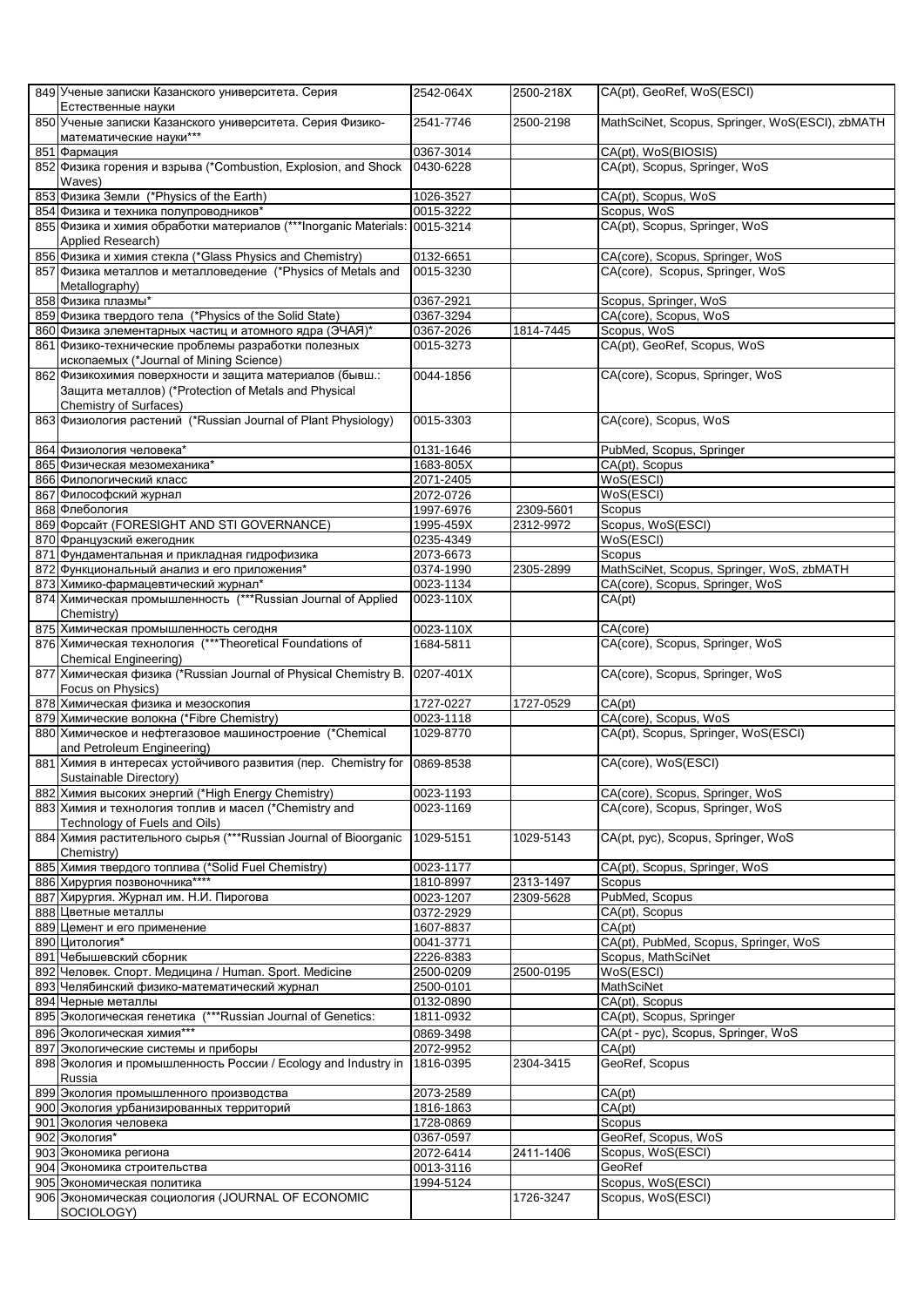| | | | | |
|---|---|---|---|---|
| 849 | Ученые записки Казанского университета. Серия Естественные науки | 2542-064X | 2500-218X | CA(pt), GeoRef, WoS(ESCI) |
| 850 | Ученые записки Казанского университета. Серия Физико-математические науки*** | 2541-7746 | 2500-2198 | MathSciNet, Scopus, Springer, WoS(ESCI), zbMATH |
| 851 | Фармация | 0367-3014 | | CA(pt), WoS(BIOSIS) |
| 852 | Физика горения и взрыва (*Combustion, Explosion, and Shock Waves) | 0430-6228 | | CA(pt), Scopus, Springer, WoS |
| 853 | Физика Земли (*Physics of the Earth) | 1026-3527 | | CA(pt), Scopus, WoS |
| 854 | Физика и техника полупроводников* | 0015-3222 | | Scopus, WoS |
| 855 | Физика и химия обработки материалов (***Inorganic Materials: Applied Research) | 0015-3214 | | CA(pt), Scopus, Springer, WoS |
| 856 | Физика и химия стекла (*Glass Physics and Chemistry) | 0132-6651 | | CA(core), Scopus, Springer, WoS |
| 857 | Физика металлов и металловедение (*Physics of Metals and Metallography) | 0015-3230 | | CA(core), Scopus, Springer, WoS |
| 858 | Физика плазмы* | 0367-2921 | | Scopus, Springer, WoS |
| 859 | Физика твердого тела (*Physics of the Solid State) | 0367-3294 | | CA(core), Scopus, WoS |
| 860 | Физика элементарных частиц и атомного ядра (ЭЧАЯ)* | 0367-2026 | 1814-7445 | Scopus, WoS |
| 861 | Физико-технические проблемы разработки полезных ископаемых (*Journal of Mining Science) | 0015-3273 | | CA(pt), GeoRef, Scopus, WoS |
| 862 | Физикохимия поверхности и защита материалов (бывш.: Защита металлов) (*Protection of Metals and Physical Chemistry of Surfaces) | 0044-1856 | | CA(core), Scopus, Springer, WoS |
| 863 | Физиология растений (*Russian Journal of Plant Physiology) | 0015-3303 | | CA(core), Scopus, WoS |
| 864 | Физиология человека* | 0131-1646 | | PubMed, Scopus, Springer |
| 865 | Физическая мезомеханика* | 1683-805X | | CA(pt), Scopus |
| 866 | Филологический класс | 2071-2405 | | WoS(ESCI) |
| 867 | Философский журнал | 2072-0726 | | WoS(ESCI) |
| 868 | Флебология | 1997-6976 | 2309-5601 | Scopus |
| 869 | Форсайт (FORESIGHT AND STI GOVERNANCE) | 1995-459X | 2312-9972 | Scopus, WoS(ESCI) |
| 870 | Французский ежегодник | 0235-4349 | | WoS(ESCI) |
| 871 | Фундаментальная и прикладная гидрофизика | 2073-6673 | | Scopus |
| 872 | Функциональный анализ и его приложения* | 0374-1990 | 2305-2899 | MathSciNet, Scopus, Springer, WoS, zbMATH |
| 873 | Химико-фармацевтический журнал* | 0023-1134 | | CA(core), Scopus, Springer, WoS |
| 874 | Химическая промышленность (***Russian Journal of Applied Chemistry) | 0023-110X | | CA(pt) |
| 875 | Химическая промышленность сегодня | 0023-110X | | CA(core) |
| 876 | Химическая технология (***Theoretical Foundations of Chemical Engineering) | 1684-5811 | | CA(core), Scopus, Springer, WoS |
| 877 | Химическая физика (*Russian Journal of Physical Chemistry B. Focus on Physics) | 0207-401X | | CA(core), Scopus, Springer, WoS |
| 878 | Химическая физика и мезоскопия | 1727-0227 | 1727-0529 | CA(pt) |
| 879 | Химические волокна (*Fibre Chemistry) | 0023-1118 | | CA(core), Scopus, WoS |
| 880 | Химическое и нефтегазовое машиностроение (*Chemical and Petroleum Engineering) | 1029-8770 | | CA(pt), Scopus, Springer, WoS(ESCI) |
| 881 | Химия в интересах устойчивого развития (пер. Chemistry for Sustainable Directory) | 0869-8538 | | CA(core), WoS(ESCI) |
| 882 | Химия высоких энергий (*High Energy Chemistry) | 0023-1193 | | CA(core), Scopus, Springer, WoS |
| 883 | Химия и технология топлив и масел (*Chemistry and Technology of Fuels and Oils) | 0023-1169 | | CA(core), Scopus, Springer, WoS |
| 884 | Химия растительного сырья (***Russian Journal of Bioorganic Chemistry) | 1029-5151 | 1029-5143 | CA(pt, рус), Scopus, Springer, WoS |
| 885 | Химия твердого топлива (*Solid Fuel Chemistry) | 0023-1177 | | CA(pt), Scopus, Springer, WoS |
| 886 | Хирургия позвоночника**** | 1810-8997 | 2313-1497 | Scopus |
| 887 | Хирургия. Журнал им. Н.И. Пирогова | 0023-1207 | 2309-5628 | PubMed, Scopus |
| 888 | Цветные металлы | 0372-2929 | | CA(pt), Scopus |
| 889 | Цемент и его применение | 1607-8837 | | CA(pt) |
| 890 | Цитология* | 0041-3771 | | CA(pt), PubMed, Scopus, Springer, WoS |
| 891 | Чебышевский сборник | 2226-8383 | | Scopus, MathSciNet |
| 892 | Человек. Спорт. Медицина / Human. Sport. Medicine | 2500-0209 | 2500-0195 | WoS(ESCI) |
| 893 | Челябинский физико-математический журнал | 2500-0101 | | MathSciNet |
| 894 | Черные металлы | 0132-0890 | | CA(pt), Scopus |
| 895 | Экологическая генетика (***Russian Journal of Genetics: | 1811-0932 | | CA(pt), Scopus, Springer |
| 896 | Экологическая химия*** | 0869-3498 | | CA(pt - рус), Scopus, Springer, WoS |
| 897 | Экологические системы и приборы | 2072-9952 | | CA(pt) |
| 898 | Экология и промышленность России / Ecology and Industry in Russia | 1816-0395 | 2304-3415 | GeoRef, Scopus |
| 899 | Экология промышленного производства | 2073-2589 | | CA(pt) |
| 900 | Экология урбанизированных территорий | 1816-1863 | | CA(pt) |
| 901 | Экология человека | 1728-0869 | | Scopus |
| 902 | Экология* | 0367-0597 | | GeoRef, Scopus, WoS |
| 903 | Экономика региона | 2072-6414 | 2411-1406 | Scopus, WoS(ESCI) |
| 904 | Экономика строительства | 0013-3116 | | GeoRef |
| 905 | Экономическая политика | 1994-5124 | | Scopus, WoS(ESCI) |
| 906 | Экономическая социология (JOURNAL OF ECONOMIC SOCIOLOGY) | | 1726-3247 | Scopus, WoS(ESCI) |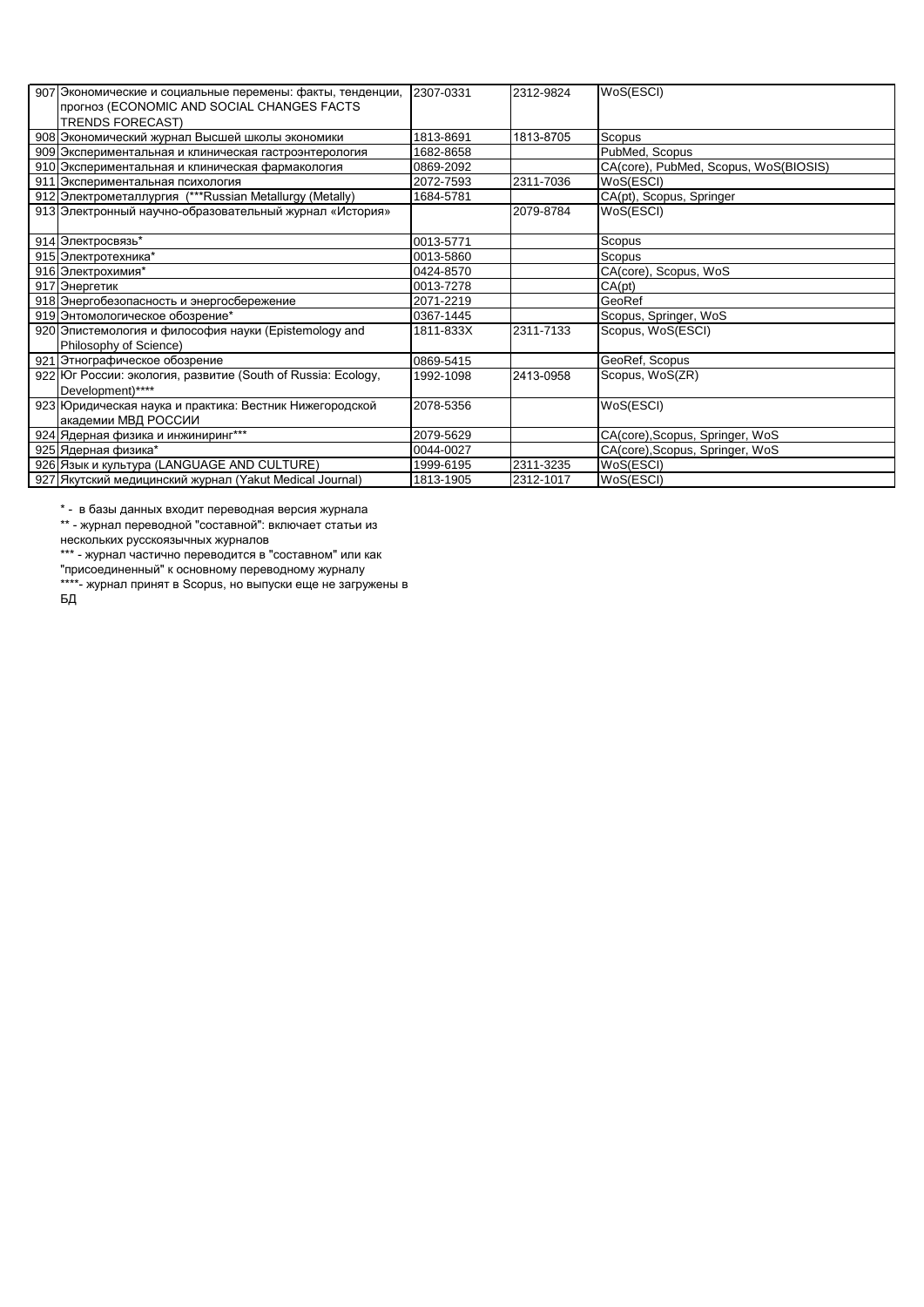| | | | | |
|---|---|---|---|---|
| 907 | Экономические и социальные перемены: факты, тенденции, прогноз (ECONOMIC AND SOCIAL CHANGES FACTS TRENDS FORECAST) | 2307-0331 | 2312-9824 | WoS(ESCI) |
| 908 | Экономический журнал Высшей школы экономики | 1813-8691 | 1813-8705 | Scopus |
| 909 | Экспериментальная и клиническая гастроэнтерология | 1682-8658 | | PubMed, Scopus |
| 910 | Экспериментальная и клиническая фармакология | 0869-2092 | | CA(core), PubMed, Scopus, WoS(BIOSIS) |
| 911 | Экспериментальная психология | 2072-7593 | 2311-7036 | WoS(ESCI) |
| 912 | Электрометаллургия (***Russian Metallurgy (Metally) | 1684-5781 | | CA(pt), Scopus, Springer |
| 913 | Электронный научно-образовательный журнал «История» | | 2079-8784 | WoS(ESCI) |
| 914 | Электросвязь* | 0013-5771 | | Scopus |
| 915 | Электротехника* | 0013-5860 | | Scopus |
| 916 | Электрохимия* | 0424-8570 | | CA(core), Scopus, WoS |
| 917 | Энергетик | 0013-7278 | | CA(pt) |
| 918 | Энергобезопасность и энергосбережение | 2071-2219 | | GeoRef |
| 919 | Энтомологическое обозрение* | 0367-1445 | | Scopus, Springer, WoS |
| 920 | Эпистемология и философия науки (Epistemology and Philosophy of Science) | 1811-833X | 2311-7133 | Scopus, WoS(ESCI) |
| 921 | Этнографическое обозрение | 0869-5415 | | GeoRef, Scopus |
| 922 | Юг России: экология, развитие (South of Russia: Ecology, Development)**** | 1992-1098 | 2413-0958 | Scopus, WoS(ZR) |
| 923 | Юридическая наука и практика: Вестник Нижегородской академии МВД РОССИИ | 2078-5356 | | WoS(ESCI) |
| 924 | Ядерная физика и инжиниринг*** | 2079-5629 | | CA(core),Scopus, Springer, WoS |
| 925 | Ядерная физика* | 0044-0027 | | CA(core),Scopus, Springer, WoS |
| 926 | Язык и культура (LANGUAGE AND CULTURE) | 1999-6195 | 2311-3235 | WoS(ESCI) |
| 927 | Якутский медицинский журнал (Yakut Medical Journal) | 1813-1905 | 2312-1017 | WoS(ESCI) |

\* - в базы данных входит переводная версия журнала

** - журнал переводной "составной": включает статьи из нескольких русскоязычных журналов

*** - журнал частично переводится в "составном" или как "присоединенный" к основному переводному журналу

****- журнал принят в Scopus, но выпуски еще не загружены в БД